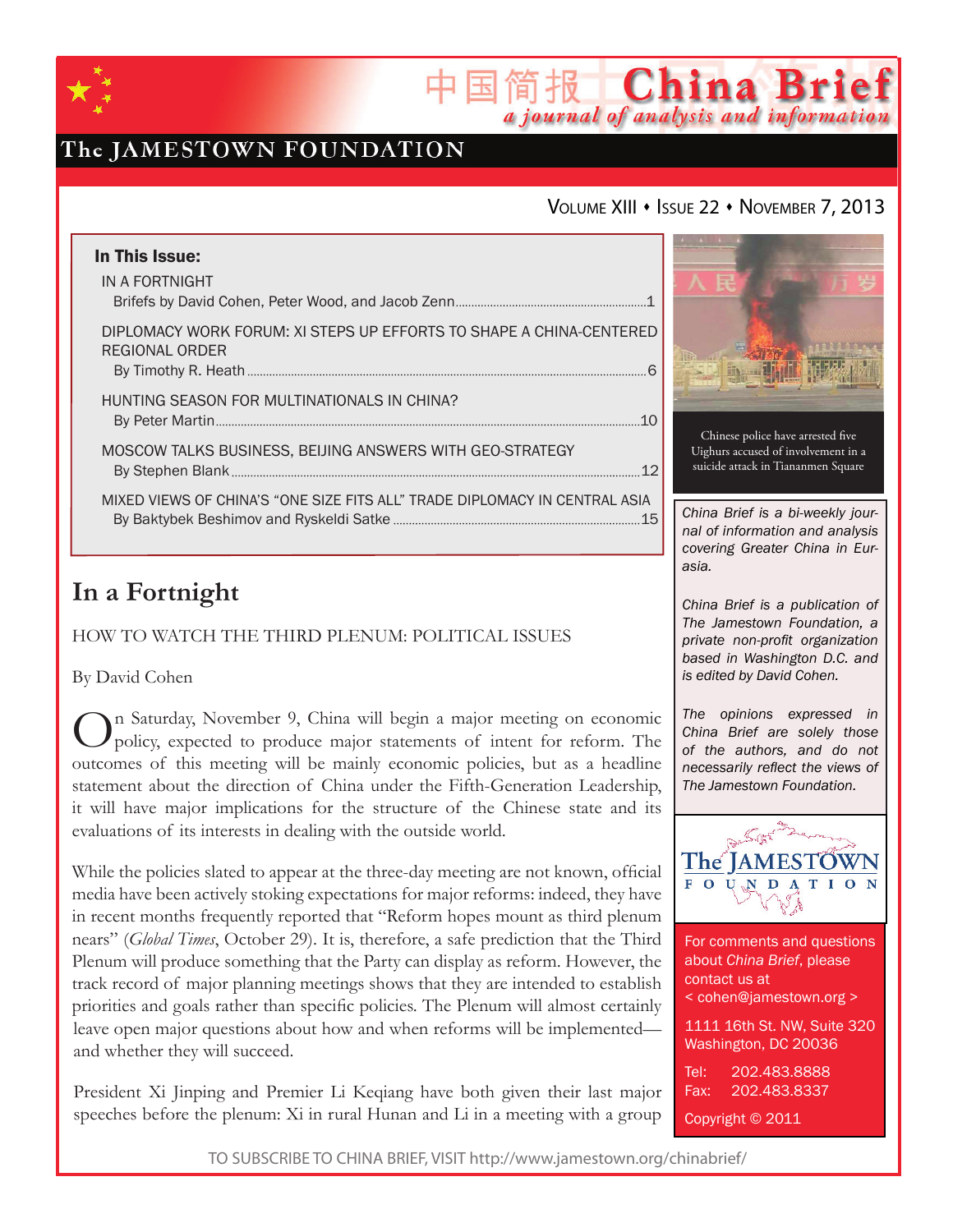# 中国简报 China Brief

*a journal of analysis and information*

The JAMESTOWN FOUNDATION

VOLUME XIII • ISSUE 22 • NOVEMBER 7, 2013

**In This Issue:**

IN A FORTNIGHT
Brifefs by David Cohen, Peter Wood, and Jacob Zenn ........ 1

DIPLOMACY WORK FORUM: XI STEPS UP EFFORTS TO SHAPE A CHINA-CENTERED REGIONAL ORDER
By Timothy R. Heath ........ 6

HUNTING SEASON FOR MULTINATIONALS IN CHINA?
By Peter Martin ........ 10

MOSCOW TALKS BUSINESS, BEIJING ANSWERS WITH GEO-STRATEGY
By Stephen Blank ........ 12

MIXED VIEWS OF CHINA'S "ONE SIZE FITS ALL" TRADE DIPLOMACY IN CENTRAL ASIA
By Baktybek Beshimov and Ryskeldi Satke ........ 15

Chinese police have arrested five Uighurs accused of involvement in a suicide attack in Tiananmen Square

*China Brief is a bi-weekly journal of information and analysis covering Greater China in Eurasia.*

*China Brief is a publication of The Jamestown Foundation, a private non-profit organization based in Washington D.C. and is edited by David Cohen.*

*The opinions expressed in China Brief are solely those of the authors, and do not necessarily reflect the views of The Jamestown Foundation.*

For comments and questions about *China Brief*, please contact us at
< cohen@jamestown.org >

1111 16th St. NW, Suite 320
Washington, DC 20036

Tel: 202.483.8888
Fax: 202.483.8337

Copyright © 2011

## In a Fortnight

HOW TO WATCH THE THIRD PLENUM: POLITICAL ISSUES

By David Cohen

On Saturday, November 9, China will begin a major meeting on economic policy, expected to produce major statements of intent for reform. The outcomes of this meeting will be mainly economic policies, but as a headline statement about the direction of China under the Fifth-Generation Leadership, it will have major implications for the structure of the Chinese state and its evaluations of its interests in dealing with the outside world.

While the policies slated to appear at the three-day meeting are not known, official media have been actively stoking expectations for major reforms: indeed, they have in recent months frequently reported that "Reform hopes mount as third plenum nears" (*Global Times*, October 29). It is, therefore, a safe prediction that the Third Plenum will produce something that the Party can display as reform. However, the track record of major planning meetings shows that they are intended to establish priorities and goals rather than specific policies. The Plenum will almost certainly leave open major questions about how and when reforms will be implemented—and whether they will succeed.

President Xi Jinping and Premier Li Keqiang have both given their last major speeches before the plenum: Xi in rural Hunan and Li in a meeting with a group

TO SUBSCRIBE TO CHINA BRIEF, VISIT http://www.jamestown.org/chinabrief/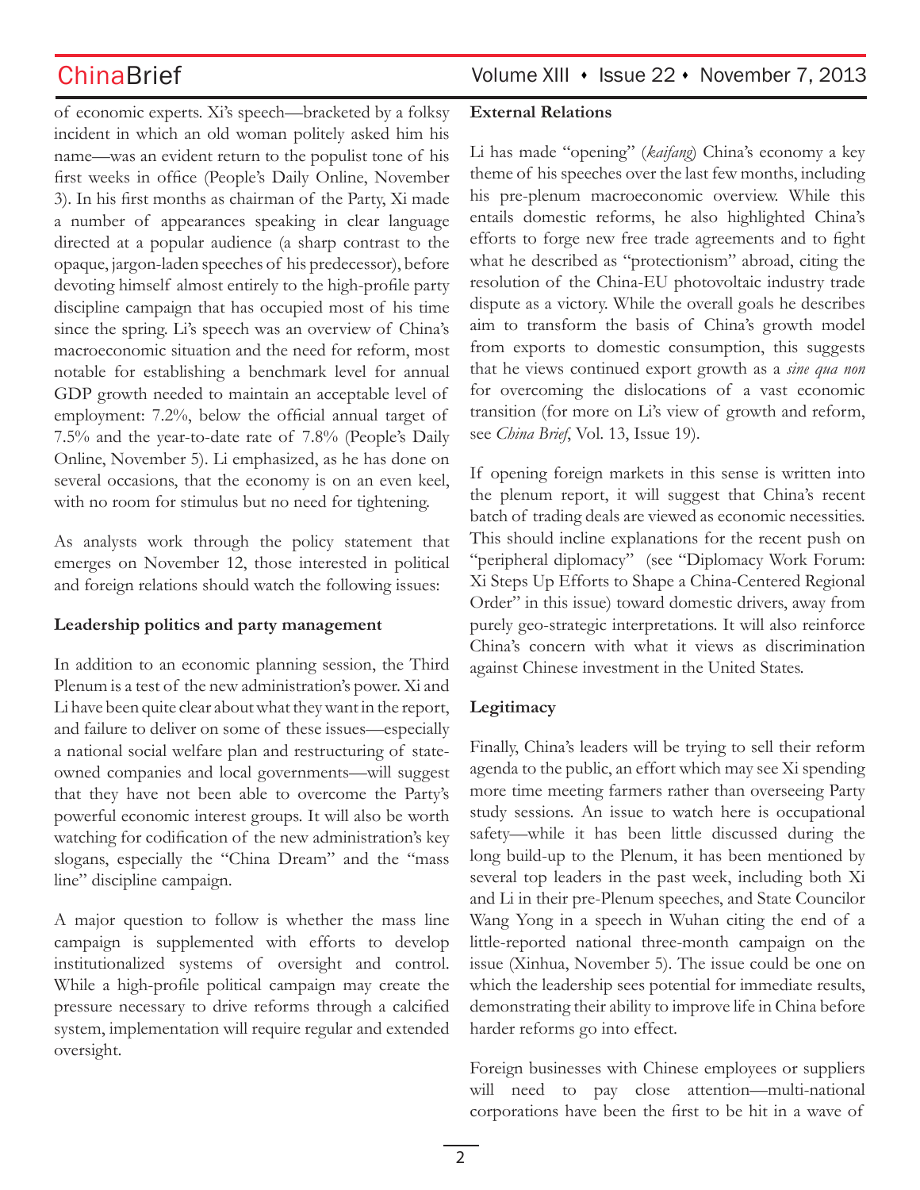of economic experts. Xi's speech—bracketed by a folksy incident in which an old woman politely asked him his name—was an evident return to the populist tone of his first weeks in office (People's Daily Online, November 3). In his first months as chairman of the Party, Xi made a number of appearances speaking in clear language directed at a popular audience (a sharp contrast to the opaque, jargon-laden speeches of his predecessor), before devoting himself almost entirely to the high-profile party discipline campaign that has occupied most of his time since the spring. Li's speech was an overview of China's macroeconomic situation and the need for reform, most notable for establishing a benchmark level for annual GDP growth needed to maintain an acceptable level of employment: 7.2%, below the official annual target of 7.5% and the year-to-date rate of 7.8% (People's Daily Online, November 5). Li emphasized, as he has done on several occasions, that the economy is on an even keel, with no room for stimulus but no need for tightening.

As analysts work through the policy statement that emerges on November 12, those interested in political and foreign relations should watch the following issues:

**Leadership politics and party management**

In addition to an economic planning session, the Third Plenum is a test of the new administration's power. Xi and Li have been quite clear about what they want in the report, and failure to deliver on some of these issues—especially a national social welfare plan and restructuring of state-owned companies and local governments—will suggest that they have not been able to overcome the Party's powerful economic interest groups. It will also be worth watching for codification of the new administration's key slogans, especially the "China Dream" and the "mass line" discipline campaign.

A major question to follow is whether the mass line campaign is supplemented with efforts to develop institutionalized systems of oversight and control. While a high-profile political campaign may create the pressure necessary to drive reforms through a calcified system, implementation will require regular and extended oversight.

**External Relations**

Li has made "opening" (*kaifang*) China's economy a key theme of his speeches over the last few months, including his pre-plenum macroeconomic overview. While this entails domestic reforms, he also highlighted China's efforts to forge new free trade agreements and to fight what he described as "protectionism" abroad, citing the resolution of the China-EU photovoltaic industry trade dispute as a victory. While the overall goals he describes aim to transform the basis of China's growth model from exports to domestic consumption, this suggests that he views continued export growth as a *sine qua non* for overcoming the dislocations of a vast economic transition (for more on Li's view of growth and reform, see *China Brief*, Vol. 13, Issue 19).

If opening foreign markets in this sense is written into the plenum report, it will suggest that China's recent batch of trading deals are viewed as economic necessities. This should incline explanations for the recent push on "peripheral diplomacy" (see "Diplomacy Work Forum: Xi Steps Up Efforts to Shape a China-Centered Regional Order" in this issue) toward domestic drivers, away from purely geo-strategic interpretations. It will also reinforce China's concern with what it views as discrimination against Chinese investment in the United States.

**Legitimacy**

Finally, China's leaders will be trying to sell their reform agenda to the public, an effort which may see Xi spending more time meeting farmers rather than overseeing Party study sessions. An issue to watch here is occupational safety—while it has been little discussed during the long build-up to the Plenum, it has been mentioned by several top leaders in the past week, including both Xi and Li in their pre-Plenum speeches, and State Councilor Wang Yong in a speech in Wuhan citing the end of a little-reported national three-month campaign on the issue (Xinhua, November 5). The issue could be one on which the leadership sees potential for immediate results, demonstrating their ability to improve life in China before harder reforms go into effect.

Foreign businesses with Chinese employees or suppliers will need to pay close attention—multi-national corporations have been the first to be hit in a wave of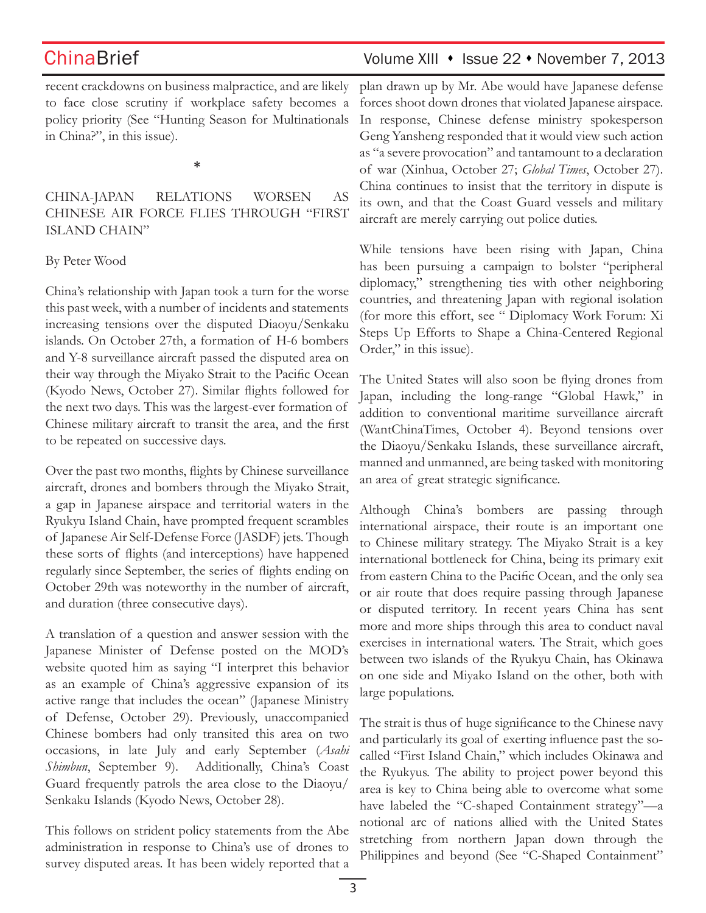recent crackdowns on business malpractice, and are likely to face close scrutiny if workplace safety becomes a policy priority (See "Hunting Season for Multinationals in China?", in this issue).

*

## CHINA-JAPAN RELATIONS WORSEN AS CHINESE AIR FORCE FLIES THROUGH "FIRST ISLAND CHAIN"

By Peter Wood

China's relationship with Japan took a turn for the worse this past week, with a number of incidents and statements increasing tensions over the disputed Diaoyu/Senkaku islands. On October 27th, a formation of H-6 bombers and Y-8 surveillance aircraft passed the disputed area on their way through the Miyako Strait to the Pacific Ocean (Kyodo News, October 27). Similar flights followed for the next two days. This was the largest-ever formation of Chinese military aircraft to transit the area, and the first to be repeated on successive days.

Over the past two months, flights by Chinese surveillance aircraft, drones and bombers through the Miyako Strait, a gap in Japanese airspace and territorial waters in the Ryukyu Island Chain, have prompted frequent scrambles of Japanese Air Self-Defense Force (JASDF) jets. Though these sorts of flights (and interceptions) have happened regularly since September, the series of flights ending on October 29th was noteworthy in the number of aircraft, and duration (three consecutive days).

A translation of a question and answer session with the Japanese Minister of Defense posted on the MOD's website quoted him as saying "I interpret this behavior as an example of China's aggressive expansion of its active range that includes the ocean" (Japanese Ministry of Defense, October 29). Previously, unaccompanied Chinese bombers had only transited this area on two occasions, in late July and early September (*Asahi Shimbun*, September 9). Additionally, China's Coast Guard frequently patrols the area close to the Diaoyu/Senkaku Islands (Kyodo News, October 28).

This follows on strident policy statements from the Abe administration in response to China's use of drones to survey disputed areas. It has been widely reported that a plan drawn up by Mr. Abe would have Japanese defense forces shoot down drones that violated Japanese airspace. In response, Chinese defense ministry spokesperson Geng Yansheng responded that it would view such action as "a severe provocation" and tantamount to a declaration of war (Xinhua, October 27; *Global Times*, October 27). China continues to insist that the territory in dispute is its own, and that the Coast Guard vessels and military aircraft are merely carrying out police duties.

While tensions have been rising with Japan, China has been pursuing a campaign to bolster "peripheral diplomacy," strengthening ties with other neighboring countries, and threatening Japan with regional isolation (for more this effort, see " Diplomacy Work Forum: Xi Steps Up Efforts to Shape a China-Centered Regional Order," in this issue).

The United States will also soon be flying drones from Japan, including the long-range "Global Hawk," in addition to conventional maritime surveillance aircraft (WantChinaTimes, October 4). Beyond tensions over the Diaoyu/Senkaku Islands, these surveillance aircraft, manned and unmanned, are being tasked with monitoring an area of great strategic significance.

Although China's bombers are passing through international airspace, their route is an important one to Chinese military strategy. The Miyako Strait is a key international bottleneck for China, being its primary exit from eastern China to the Pacific Ocean, and the only sea or air route that does require passing through Japanese or disputed territory. In recent years China has sent more and more ships through this area to conduct naval exercises in international waters. The Strait, which goes between two islands of the Ryukyu Chain, has Okinawa on one side and Miyako Island on the other, both with large populations.

The strait is thus of huge significance to the Chinese navy and particularly its goal of exerting influence past the so-called "First Island Chain," which includes Okinawa and the Ryukyus. The ability to project power beyond this area is key to China being able to overcome what some have labeled the "C-shaped Containment strategy"—a notional arc of nations allied with the United States stretching from northern Japan down through the Philippines and beyond (See "C-Shaped Containment"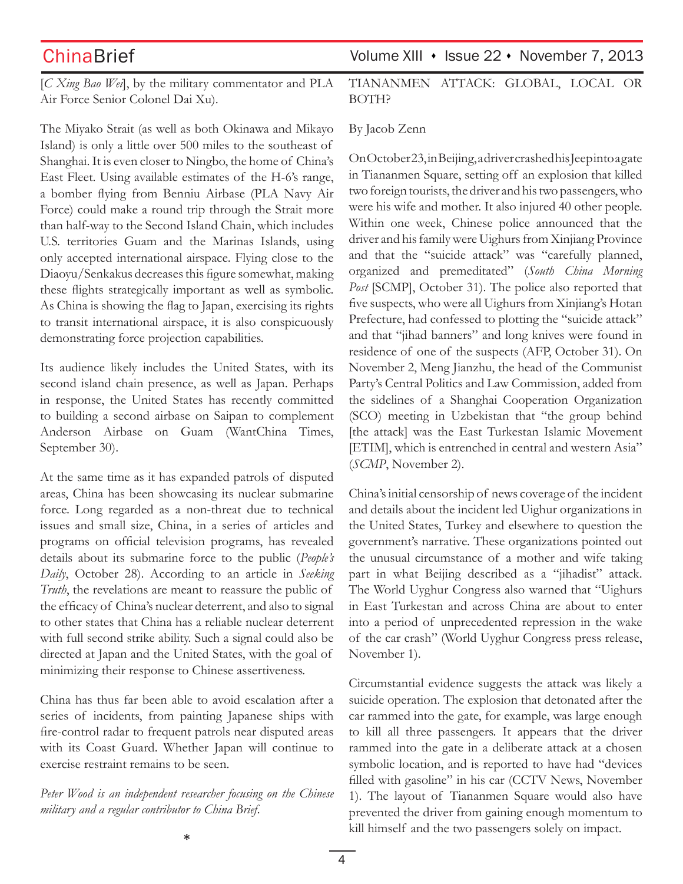[*C Xing Bao Wei*], by the military commentator and PLA Air Force Senior Colonel Dai Xu).

The Miyako Strait (as well as both Okinawa and Mikayo Island) is only a little over 500 miles to the southeast of Shanghai. It is even closer to Ningbo, the home of China's East Fleet. Using available estimates of the H-6's range, a bomber flying from Benniu Airbase (PLA Navy Air Force) could make a round trip through the Strait more than half-way to the Second Island Chain, which includes U.S. territories Guam and the Marinas Islands, using only accepted international airspace. Flying close to the Diaoyu/Senkakus decreases this figure somewhat, making these flights strategically important as well as symbolic. As China is showing the flag to Japan, exercising its rights to transit international airspace, it is also conspicuously demonstrating force projection capabilities.

Its audience likely includes the United States, with its second island chain presence, as well as Japan. Perhaps in response, the United States has recently committed to building a second airbase on Saipan to complement Anderson Airbase on Guam (WantChina Times, September 30).

At the same time as it has expanded patrols of disputed areas, China has been showcasing its nuclear submarine force. Long regarded as a non-threat due to technical issues and small size, China, in a series of articles and programs on official television programs, has revealed details about its submarine force to the public (*People's Daily*, October 28). According to an article in *Seeking Truth*, the revelations are meant to reassure the public of the efficacy of China's nuclear deterrent, and also to signal to other states that China has a reliable nuclear deterrent with full second strike ability. Such a signal could also be directed at Japan and the United States, with the goal of minimizing their response to Chinese assertiveness.

China has thus far been able to avoid escalation after a series of incidents, from painting Japanese ships with fire-control radar to frequent patrols near disputed areas with its Coast Guard. Whether Japan will continue to exercise restraint remains to be seen.

*Peter Wood is an independent researcher focusing on the Chinese military and a regular contributor to China Brief.*

*

# TIANANMEN ATTACK: GLOBAL, LOCAL OR BOTH?

By Jacob Zenn

On October 23, in Beijing, a driver crashed his Jeep into a gate in Tiananmen Square, setting off an explosion that killed two foreign tourists, the driver and his two passengers, who were his wife and mother. It also injured 40 other people. Within one week, Chinese police announced that the driver and his family were Uighurs from Xinjiang Province and that the "suicide attack" was "carefully planned, organized and premeditated" (*South China Morning Post* [SCMP], October 31). The police also reported that five suspects, who were all Uighurs from Xinjiang's Hotan Prefecture, had confessed to plotting the "suicide attack" and that "jihad banners" and long knives were found in residence of one of the suspects (AFP, October 31). On November 2, Meng Jianzhu, the head of the Communist Party's Central Politics and Law Commission, added from the sidelines of a Shanghai Cooperation Organization (SCO) meeting in Uzbekistan that "the group behind [the attack] was the East Turkestan Islamic Movement [ETIM], which is entrenched in central and western Asia" (*SCMP*, November 2).

China's initial censorship of news coverage of the incident and details about the incident led Uighur organizations in the United States, Turkey and elsewhere to question the government's narrative. These organizations pointed out the unusual circumstance of a mother and wife taking part in what Beijing described as a "jihadist" attack. The World Uyghur Congress also warned that "Uighurs in East Turkestan and across China are about to enter into a period of unprecedented repression in the wake of the car crash" (World Uyghur Congress press release, November 1).

Circumstantial evidence suggests the attack was likely a suicide operation. The explosion that detonated after the car rammed into the gate, for example, was large enough to kill all three passengers. It appears that the driver rammed into the gate in a deliberate attack at a chosen symbolic location, and is reported to have had "devices filled with gasoline" in his car (CCTV News, November 1). The layout of Tiananmen Square would also have prevented the driver from gaining enough momentum to kill himself and the two passengers solely on impact.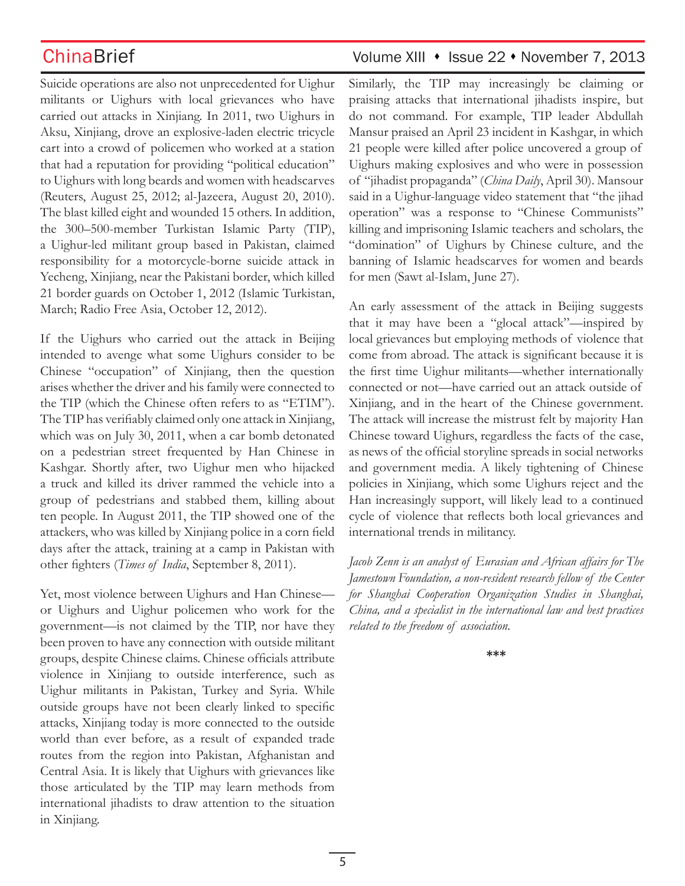Suicide operations are also not unprecedented for Uighur militants or Uighurs with local grievances who have carried out attacks in Xinjiang. In 2011, two Uighurs in Aksu, Xinjiang, drove an explosive-laden electric tricycle cart into a crowd of policemen who worked at a station that had a reputation for providing "political education" to Uighurs with long beards and women with headscarves (Reuters, August 25, 2012; al-Jazeera, August 20, 2010). The blast killed eight and wounded 15 others. In addition, the 300–500-member Turkistan Islamic Party (TIP), a Uighur-led militant group based in Pakistan, claimed responsibility for a motorcycle-borne suicide attack in Yecheng, Xinjiang, near the Pakistani border, which killed 21 border guards on October 1, 2012 (Islamic Turkistan, March; Radio Free Asia, October 12, 2012).

If the Uighurs who carried out the attack in Beijing intended to avenge what some Uighurs consider to be Chinese "occupation" of Xinjiang, then the question arises whether the driver and his family were connected to the TIP (which the Chinese often refers to as "ETIM"). The TIP has verifiably claimed only one attack in Xinjiang, which was on July 30, 2011, when a car bomb detonated on a pedestrian street frequented by Han Chinese in Kashgar. Shortly after, two Uighur men who hijacked a truck and killed its driver rammed the vehicle into a group of pedestrians and stabbed them, killing about ten people. In August 2011, the TIP showed one of the attackers, who was killed by Xinjiang police in a corn field days after the attack, training at a camp in Pakistan with other fighters (*Times of India*, September 8, 2011).

Yet, most violence between Uighurs and Han Chinese—or Uighurs and Uighur policemen who work for the government—is not claimed by the TIP, nor have they been proven to have any connection with outside militant groups, despite Chinese claims. Chinese officials attribute violence in Xinjiang to outside interference, such as Uighur militants in Pakistan, Turkey and Syria. While outside groups have not been clearly linked to specific attacks, Xinjiang today is more connected to the outside world than ever before, as a result of expanded trade routes from the region into Pakistan, Afghanistan and Central Asia. It is likely that Uighurs with grievances like those articulated by the TIP may learn methods from international jihadists to draw attention to the situation in Xinjiang.

Similarly, the TIP may increasingly be claiming or praising attacks that international jihadists inspire, but do not command. For example, TIP leader Abdullah Mansur praised an April 23 incident in Kashgar, in which 21 people were killed after police uncovered a group of Uighurs making explosives and who were in possession of "jihadist propaganda" (*China Daily*, April 30). Mansour said in a Uighur-language video statement that "the jihad operation" was a response to "Chinese Communists" killing and imprisoning Islamic teachers and scholars, the "domination" of Uighurs by Chinese culture, and the banning of Islamic headscarves for women and beards for men (Sawt al-Islam, June 27).

An early assessment of the attack in Beijing suggests that it may have been a "glocal attack"—inspired by local grievances but employing methods of violence that come from abroad. The attack is significant because it is the first time Uighur militants—whether internationally connected or not—have carried out an attack outside of Xinjiang, and in the heart of the Chinese government. The attack will increase the mistrust felt by majority Han Chinese toward Uighurs, regardless the facts of the case, as news of the official storyline spreads in social networks and government media. A likely tightening of Chinese policies in Xinjiang, which some Uighurs reject and the Han increasingly support, will likely lead to a continued cycle of violence that reflects both local grievances and international trends in militancy.

*Jacob Zenn is an analyst of Eurasian and African affairs for The Jamestown Foundation, a non-resident research fellow of the Center for Shanghai Cooperation Organization Studies in Shanghai, China, and a specialist in the international law and best practices related to the freedom of association.*

***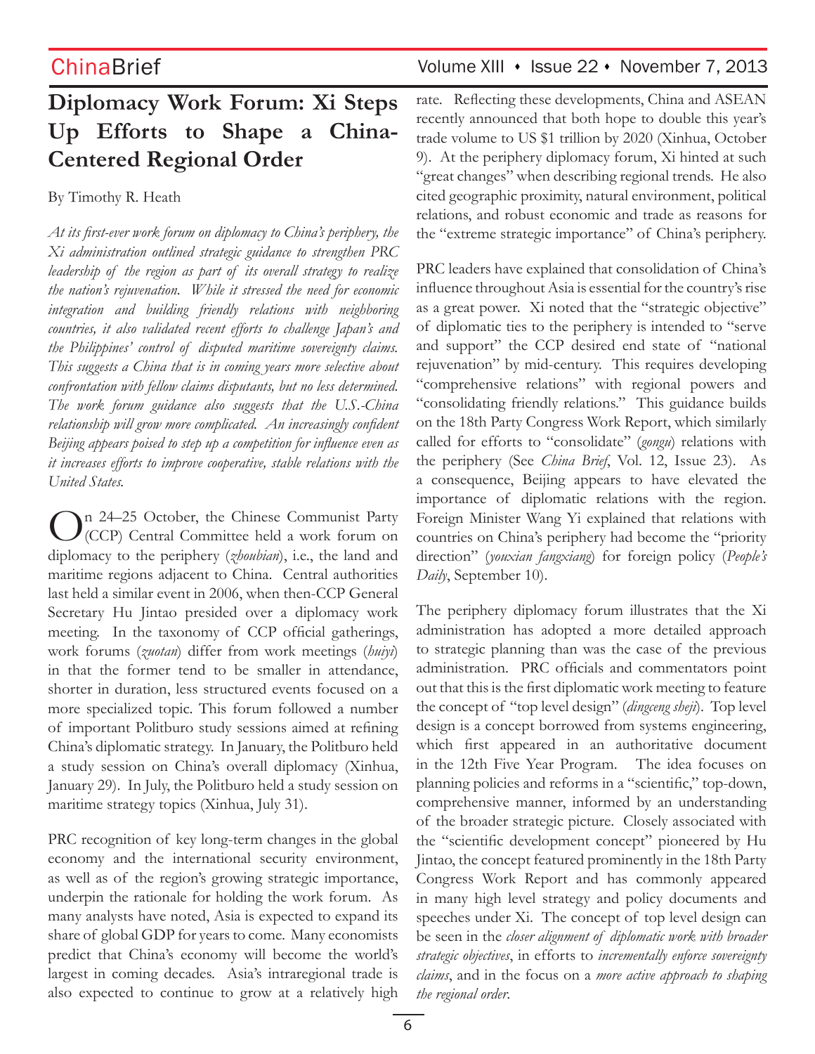# Diplomacy Work Forum: Xi Steps Up Efforts to Shape a China-Centered Regional Order

By Timothy R. Heath

*At its first-ever work forum on diplomacy to China's periphery, the Xi administration outlined strategic guidance to strengthen PRC leadership of the region as part of its overall strategy to realize the nation's rejuvenation. While it stressed the need for economic integration and building friendly relations with neighboring countries, it also validated recent efforts to challenge Japan's and the Philippines' control of disputed maritime sovereignty claims. This suggests a China that is in coming years more selective about confrontation with fellow claims disputants, but no less determined. The work forum guidance also suggests that the U.S.-China relationship will grow more complicated. An increasingly confident Beijing appears poised to step up a competition for influence even as it increases efforts to improve cooperative, stable relations with the United States.*

On 24–25 October, the Chinese Communist Party (CCP) Central Committee held a work forum on diplomacy to the periphery (*zhoubian*), i.e., the land and maritime regions adjacent to China. Central authorities last held a similar event in 2006, when then-CCP General Secretary Hu Jintao presided over a diplomacy work meeting. In the taxonomy of CCP official gatherings, work forums (*zuotan*) differ from work meetings (*huiyi*) in that the former tend to be smaller in attendance, shorter in duration, less structured events focused on a more specialized topic. This forum followed a number of important Politburo study sessions aimed at refining China's diplomatic strategy. In January, the Politburo held a study session on China's overall diplomacy (Xinhua, January 29). In July, the Politburo held a study session on maritime strategy topics (Xinhua, July 31).

PRC recognition of key long-term changes in the global economy and the international security environment, as well as of the region's growing strategic importance, underpin the rationale for holding the work forum. As many analysts have noted, Asia is expected to expand its share of global GDP for years to come. Many economists predict that China's economy will become the world's largest in coming decades. Asia's intraregional trade is also expected to continue to grow at a relatively high rate. Reflecting these developments, China and ASEAN recently announced that both hope to double this year's trade volume to US $1 trillion by 2020 (Xinhua, October 9). At the periphery diplomacy forum, Xi hinted at such "great changes" when describing regional trends. He also cited geographic proximity, natural environment, political relations, and robust economic and trade as reasons for the "extreme strategic importance" of China's periphery.

PRC leaders have explained that consolidation of China's influence throughout Asia is essential for the country's rise as a great power. Xi noted that the "strategic objective" of diplomatic ties to the periphery is intended to "serve and support" the CCP desired end state of "national rejuvenation" by mid-century. This requires developing "comprehensive relations" with regional powers and "consolidating friendly relations." This guidance builds on the 18th Party Congress Work Report, which similarly called for efforts to "consolidate" (*gongu*) relations with the periphery (See *China Brief*, Vol. 12, Issue 23). As a consequence, Beijing appears to have elevated the importance of diplomatic relations with the region. Foreign Minister Wang Yi explained that relations with countries on China's periphery had become the "priority direction" (*youxian fangxiang*) for foreign policy (*People's Daily*, September 10).

The periphery diplomacy forum illustrates that the Xi administration has adopted a more detailed approach to strategic planning than was the case of the previous administration. PRC officials and commentators point out that this is the first diplomatic work meeting to feature the concept of "top level design" (*dingceng sheji*). Top level design is a concept borrowed from systems engineering, which first appeared in an authoritative document in the 12th Five Year Program. The idea focuses on planning policies and reforms in a "scientific," top-down, comprehensive manner, informed by an understanding of the broader strategic picture. Closely associated with the "scientific development concept" pioneered by Hu Jintao, the concept featured prominently in the 18th Party Congress Work Report and has commonly appeared in many high level strategy and policy documents and speeches under Xi. The concept of top level design can be seen in the *closer alignment of diplomatic work with broader strategic objectives*, in efforts to *incrementally enforce sovereignty claims*, and in the focus on a *more active approach to shaping the regional order*.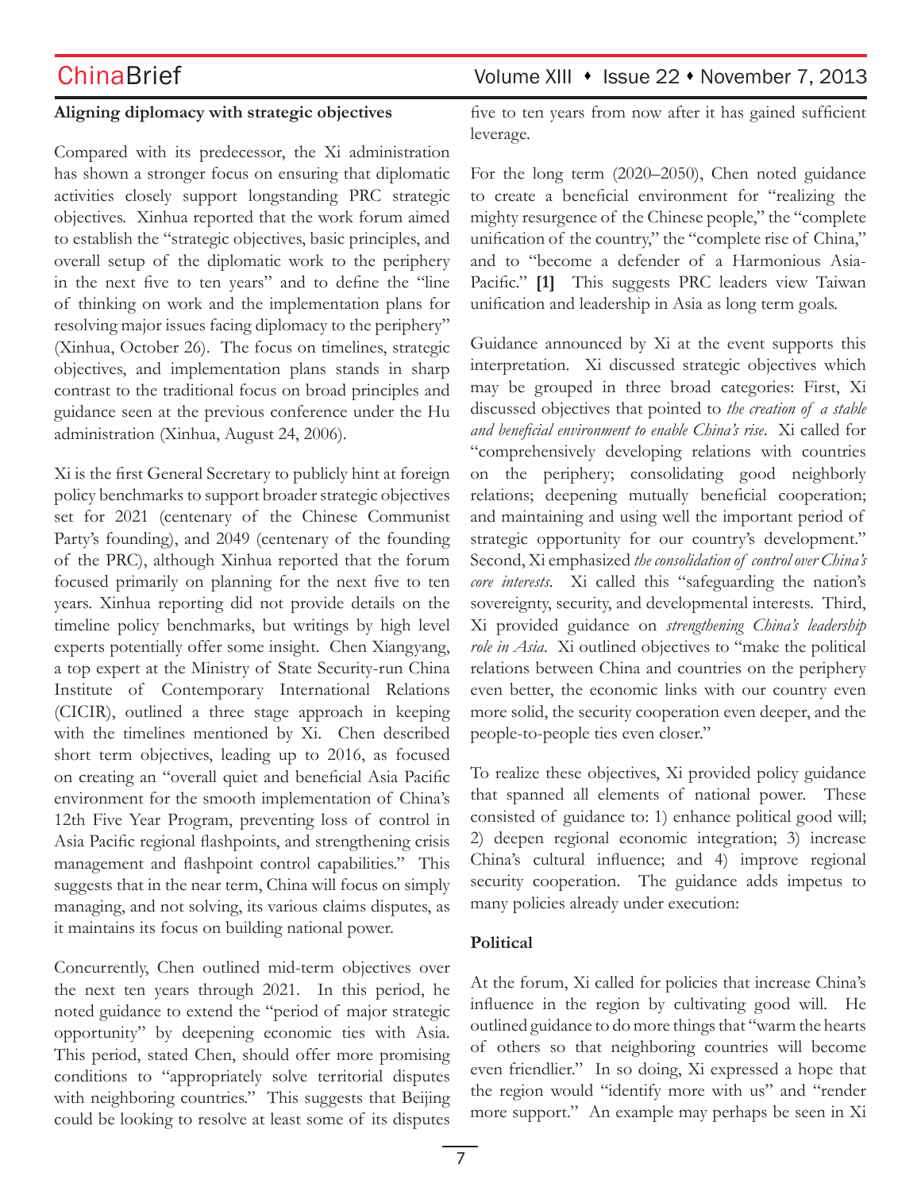**Aligning diplomacy with strategic objectives**

Compared with its predecessor, the Xi administration has shown a stronger focus on ensuring that diplomatic activities closely support longstanding PRC strategic objectives. Xinhua reported that the work forum aimed to establish the "strategic objectives, basic principles, and overall setup of the diplomatic work to the periphery in the next five to ten years" and to define the "line of thinking on work and the implementation plans for resolving major issues facing diplomacy to the periphery" (Xinhua, October 26). The focus on timelines, strategic objectives, and implementation plans stands in sharp contrast to the traditional focus on broad principles and guidance seen at the previous conference under the Hu administration (Xinhua, August 24, 2006).

Xi is the first General Secretary to publicly hint at foreign policy benchmarks to support broader strategic objectives set for 2021 (centenary of the Chinese Communist Party's founding), and 2049 (centenary of the founding of the PRC), although Xinhua reported that the forum focused primarily on planning for the next five to ten years. Xinhua reporting did not provide details on the timeline policy benchmarks, but writings by high level experts potentially offer some insight. Chen Xiangyang, a top expert at the Ministry of State Security-run China Institute of Contemporary International Relations (CICIR), outlined a three stage approach in keeping with the timelines mentioned by Xi. Chen described short term objectives, leading up to 2016, as focused on creating an "overall quiet and beneficial Asia Pacific environment for the smooth implementation of China's 12th Five Year Program, preventing loss of control in Asia Pacific regional flashpoints, and strengthening crisis management and flashpoint control capabilities." This suggests that in the near term, China will focus on simply managing, and not solving, its various claims disputes, as it maintains its focus on building national power.

Concurrently, Chen outlined mid-term objectives over the next ten years through 2021. In this period, he noted guidance to extend the "period of major strategic opportunity" by deepening economic ties with Asia. This period, stated Chen, should offer more promising conditions to "appropriately solve territorial disputes with neighboring countries." This suggests that Beijing could be looking to resolve at least some of its disputes five to ten years from now after it has gained sufficient leverage.

For the long term (2020–2050), Chen noted guidance to create a beneficial environment for "realizing the mighty resurgence of the Chinese people," the "complete unification of the country," the "complete rise of China," and to "become a defender of a Harmonious Asia-Pacific." **[1]** This suggests PRC leaders view Taiwan unification and leadership in Asia as long term goals.

Guidance announced by Xi at the event supports this interpretation. Xi discussed strategic objectives which may be grouped in three broad categories: First, Xi discussed objectives that pointed to *the creation of a stable and beneficial environment to enable China's rise*. Xi called for "comprehensively developing relations with countries on the periphery; consolidating good neighborly relations; deepening mutually beneficial cooperation; and maintaining and using well the important period of strategic opportunity for our country's development." Second, Xi emphasized *the consolidation of control over China's core interests*. Xi called this "safeguarding the nation's sovereignty, security, and developmental interests. Third, Xi provided guidance on *strengthening China's leadership role in Asia*. Xi outlined objectives to "make the political relations between China and countries on the periphery even better, the economic links with our country even more solid, the security cooperation even deeper, and the people-to-people ties even closer."

To realize these objectives, Xi provided policy guidance that spanned all elements of national power. These consisted of guidance to: 1) enhance political good will; 2) deepen regional economic integration; 3) increase China's cultural influence; and 4) improve regional security cooperation. The guidance adds impetus to many policies already under execution:

**Political**

At the forum, Xi called for policies that increase China's influence in the region by cultivating good will. He outlined guidance to do more things that "warm the hearts of others so that neighboring countries will become even friendlier." In so doing, Xi expressed a hope that the region would "identify more with us" and "render more support." An example may perhaps be seen in Xi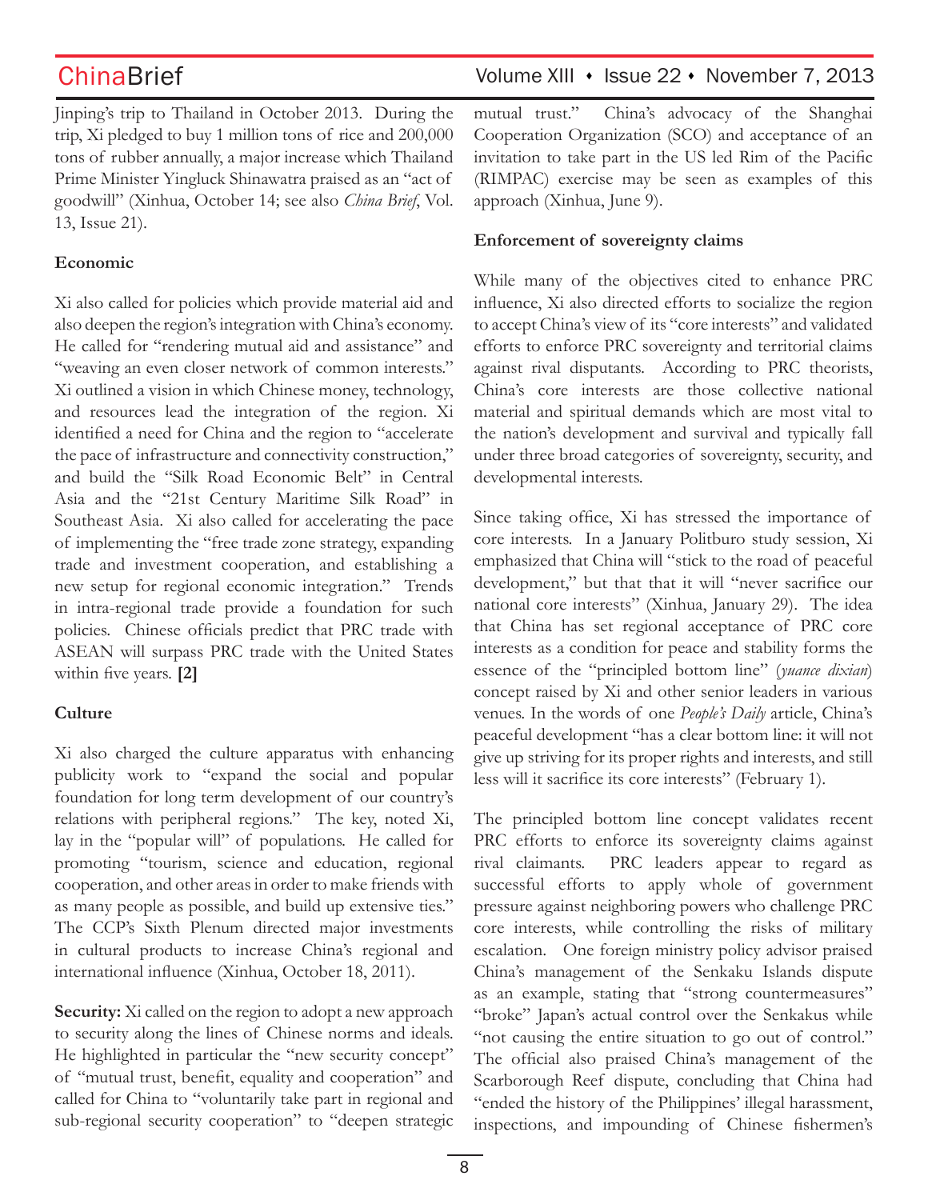Jinping's trip to Thailand in October 2013. During the trip, Xi pledged to buy 1 million tons of rice and 200,000 tons of rubber annually, a major increase which Thailand Prime Minister Yingluck Shinawatra praised as an "act of goodwill" (Xinhua, October 14; see also *China Brief*, Vol. 13, Issue 21).

**Economic**

Xi also called for policies which provide material aid and also deepen the region's integration with China's economy. He called for "rendering mutual aid and assistance" and "weaving an even closer network of common interests." Xi outlined a vision in which Chinese money, technology, and resources lead the integration of the region. Xi identified a need for China and the region to "accelerate the pace of infrastructure and connectivity construction," and build the "Silk Road Economic Belt" in Central Asia and the "21st Century Maritime Silk Road" in Southeast Asia. Xi also called for accelerating the pace of implementing the "free trade zone strategy, expanding trade and investment cooperation, and establishing a new setup for regional economic integration." Trends in intra-regional trade provide a foundation for such policies. Chinese officials predict that PRC trade with ASEAN will surpass PRC trade with the United States within five years. **[2]**

**Culture**

Xi also charged the culture apparatus with enhancing publicity work to "expand the social and popular foundation for long term development of our country's relations with peripheral regions." The key, noted Xi, lay in the "popular will" of populations. He called for promoting "tourism, science and education, regional cooperation, and other areas in order to make friends with as many people as possible, and build up extensive ties." The CCP's Sixth Plenum directed major investments in cultural products to increase China's regional and international influence (Xinhua, October 18, 2011).

**Security:** Xi called on the region to adopt a new approach to security along the lines of Chinese norms and ideals. He highlighted in particular the "new security concept" of "mutual trust, benefit, equality and cooperation" and called for China to "voluntarily take part in regional and sub-regional security cooperation" to "deepen strategic mutual trust." China's advocacy of the Shanghai Cooperation Organization (SCO) and acceptance of an invitation to take part in the US led Rim of the Pacific (RIMPAC) exercise may be seen as examples of this approach (Xinhua, June 9).

**Enforcement of sovereignty claims**

While many of the objectives cited to enhance PRC influence, Xi also directed efforts to socialize the region to accept China's view of its "core interests" and validated efforts to enforce PRC sovereignty and territorial claims against rival disputants. According to PRC theorists, China's core interests are those collective national material and spiritual demands which are most vital to the nation's development and survival and typically fall under three broad categories of sovereignty, security, and developmental interests.

Since taking office, Xi has stressed the importance of core interests. In a January Politburo study session, Xi emphasized that China will "stick to the road of peaceful development," but that that it will "never sacrifice our national core interests" (Xinhua, January 29). The idea that China has set regional acceptance of PRC core interests as a condition for peace and stability forms the essence of the "principled bottom line" (*yuance dixian*) concept raised by Xi and other senior leaders in various venues. In the words of one *People's Daily* article, China's peaceful development "has a clear bottom line: it will not give up striving for its proper rights and interests, and still less will it sacrifice its core interests" (February 1).

The principled bottom line concept validates recent PRC efforts to enforce its sovereignty claims against rival claimants. PRC leaders appear to regard as successful efforts to apply whole of government pressure against neighboring powers who challenge PRC core interests, while controlling the risks of military escalation. One foreign ministry policy advisor praised China's management of the Senkaku Islands dispute as an example, stating that "strong countermeasures" "broke" Japan's actual control over the Senkakus while "not causing the entire situation to go out of control." The official also praised China's management of the Scarborough Reef dispute, concluding that China had "ended the history of the Philippines' illegal harassment, inspections, and impounding of Chinese fishermen's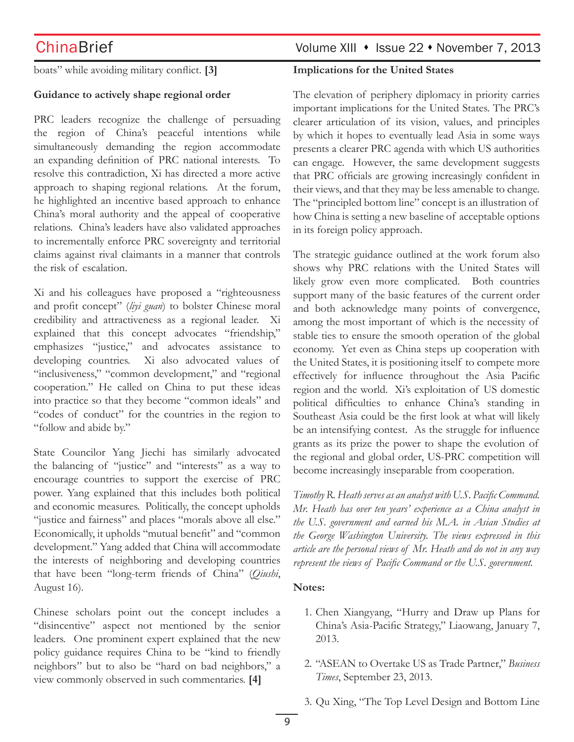boats" while avoiding military conflict. **[3]**

**Guidance to actively shape regional order**

PRC leaders recognize the challenge of persuading the region of China's peaceful intentions while simultaneously demanding the region accommodate an expanding definition of PRC national interests. To resolve this contradiction, Xi has directed a more active approach to shaping regional relations. At the forum, he highlighted an incentive based approach to enhance China's moral authority and the appeal of cooperative relations. China's leaders have also validated approaches to incrementally enforce PRC sovereignty and territorial claims against rival claimants in a manner that controls the risk of escalation.

Xi and his colleagues have proposed a "righteousness and profit concept" (*liyi guan*) to bolster Chinese moral credibility and attractiveness as a regional leader. Xi explained that this concept advocates "friendship," emphasizes "justice," and advocates assistance to developing countries. Xi also advocated values of "inclusiveness," "common development," and "regional cooperation." He called on China to put these ideas into practice so that they become "common ideals" and "codes of conduct" for the countries in the region to "follow and abide by."

State Councilor Yang Jiechi has similarly advocated the balancing of "justice" and "interests" as a way to encourage countries to support the exercise of PRC power. Yang explained that this includes both political and economic measures. Politically, the concept upholds "justice and fairness" and places "morals above all else." Economically, it upholds "mutual benefit" and "common development." Yang added that China will accommodate the interests of neighboring and developing countries that have been "long-term friends of China" (*Qiushi*, August 16).

Chinese scholars point out the concept includes a "disincentive" aspect not mentioned by the senior leaders. One prominent expert explained that the new policy guidance requires China to be "kind to friendly neighbors" but to also be "hard on bad neighbors," a view commonly observed in such commentaries. **[4]**

**Implications for the United States**

The elevation of periphery diplomacy in priority carries important implications for the United States. The PRC's clearer articulation of its vision, values, and principles by which it hopes to eventually lead Asia in some ways presents a clearer PRC agenda with which US authorities can engage. However, the same development suggests that PRC officials are growing increasingly confident in their views, and that they may be less amenable to change. The "principled bottom line" concept is an illustration of how China is setting a new baseline of acceptable options in its foreign policy approach.

The strategic guidance outlined at the work forum also shows why PRC relations with the United States will likely grow even more complicated. Both countries support many of the basic features of the current order and both acknowledge many points of convergence, among the most important of which is the necessity of stable ties to ensure the smooth operation of the global economy. Yet even as China steps up cooperation with the United States, it is positioning itself to compete more effectively for influence throughout the Asia Pacific region and the world. Xi's exploitation of US domestic political difficulties to enhance China's standing in Southeast Asia could be the first look at what will likely be an intensifying contest. As the struggle for influence grants as its prize the power to shape the evolution of the regional and global order, US-PRC competition will become increasingly inseparable from cooperation.

*Timothy R. Heath serves as an analyst with U.S. Pacific Command. Mr. Heath has over ten years' experience as a China analyst in the U.S. government and earned his M.A. in Asian Studies at the George Washington University. The views expressed in this article are the personal views of Mr. Heath and do not in any way represent the views of Pacific Command or the U.S. government.*

**Notes:**

1. Chen Xiangyang, "Hurry and Draw up Plans for China's Asia-Pacific Strategy," Liaowang, January 7, 2013.

2. "ASEAN to Overtake US as Trade Partner," *Business Times*, September 23, 2013.

3. Qu Xing, "The Top Level Design and Bottom Line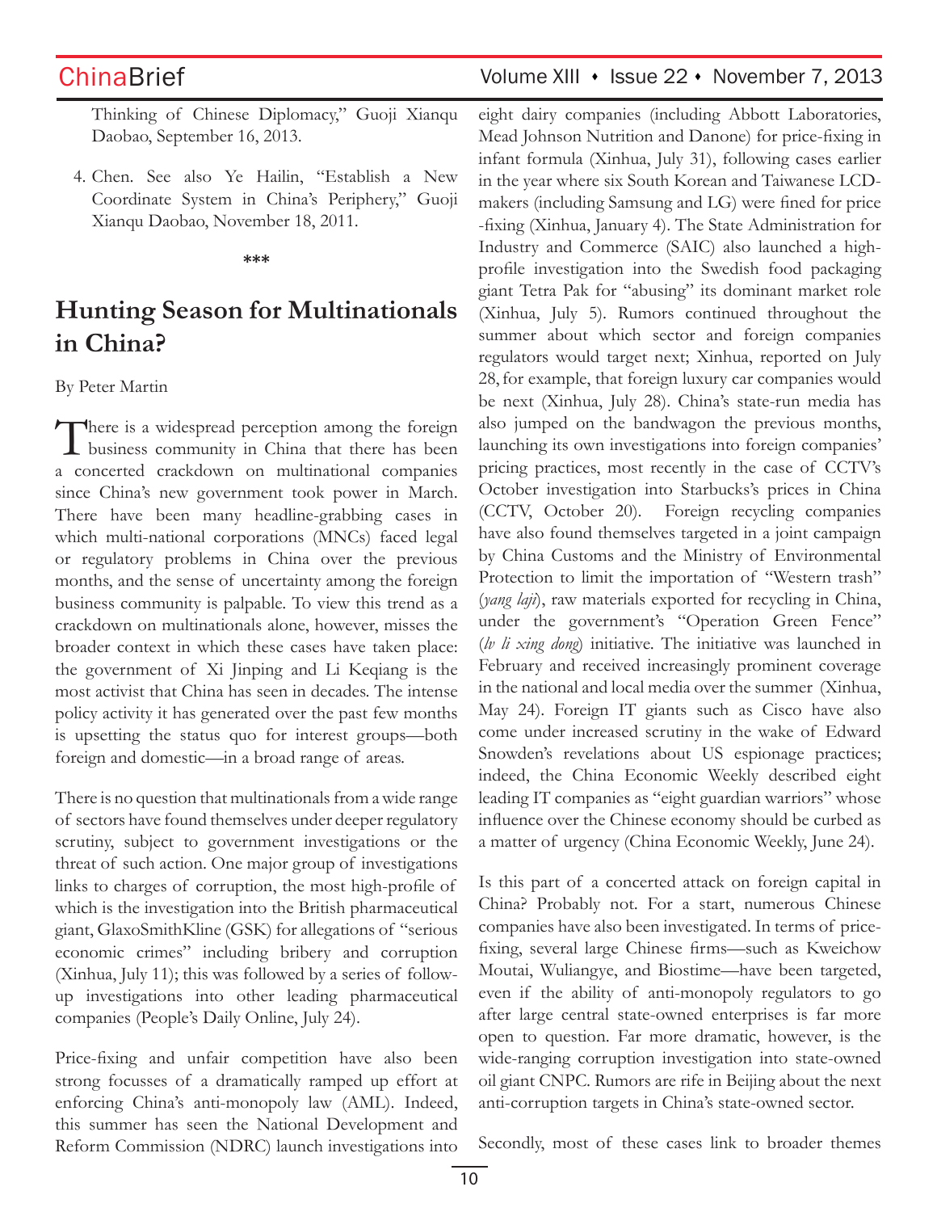Thinking of Chinese Diplomacy," Guoji Xianqu Daobao, September 16, 2013.

4. Chen. See also Ye Hailin, "Establish a New Coordinate System in China's Periphery," Guoji Xianqu Daobao, November 18, 2011.

\*\*\*

## Hunting Season for Multinationals in China?

By Peter Martin

There is a widespread perception among the foreign business community in China that there has been a concerted crackdown on multinational companies since China's new government took power in March. There have been many headline-grabbing cases in which multi-national corporations (MNCs) faced legal or regulatory problems in China over the previous months, and the sense of uncertainty among the foreign business community is palpable. To view this trend as a crackdown on multinationals alone, however, misses the broader context in which these cases have taken place: the government of Xi Jinping and Li Keqiang is the most activist that China has seen in decades. The intense policy activity it has generated over the past few months is upsetting the status quo for interest groups—both foreign and domestic—in a broad range of areas.

There is no question that multinationals from a wide range of sectors have found themselves under deeper regulatory scrutiny, subject to government investigations or the threat of such action. One major group of investigations links to charges of corruption, the most high-profile of which is the investigation into the British pharmaceutical giant, GlaxoSmithKline (GSK) for allegations of "serious economic crimes" including bribery and corruption (Xinhua, July 11); this was followed by a series of follow-up investigations into other leading pharmaceutical companies (People's Daily Online, July 24).

Price-fixing and unfair competition have also been strong focusses of a dramatically ramped up effort at enforcing China's anti-monopoly law (AML). Indeed, this summer has seen the National Development and Reform Commission (NDRC) launch investigations into eight dairy companies (including Abbott Laboratories, Mead Johnson Nutrition and Danone) for price-fixing in infant formula (Xinhua, July 31), following cases earlier in the year where six South Korean and Taiwanese LCD-makers (including Samsung and LG) were fined for price-fixing (Xinhua, January 4). The State Administration for Industry and Commerce (SAIC) also launched a high-profile investigation into the Swedish food packaging giant Tetra Pak for "abusing" its dominant market role (Xinhua, July 5). Rumors continued throughout the summer about which sector and foreign companies regulators would target next; Xinhua, reported on July 28, for example, that foreign luxury car companies would be next (Xinhua, July 28). China's state-run media has also jumped on the bandwagon the previous months, launching its own investigations into foreign companies' pricing practices, most recently in the case of CCTV's October investigation into Starbucks's prices in China (CCTV, October 20). Foreign recycling companies have also found themselves targeted in a joint campaign by China Customs and the Ministry of Environmental Protection to limit the importation of "Western trash" (*yang laji*), raw materials exported for recycling in China, under the government's "Operation Green Fence" (*lv li xing dong*) initiative. The initiative was launched in February and received increasingly prominent coverage in the national and local media over the summer (Xinhua, May 24). Foreign IT giants such as Cisco have also come under increased scrutiny in the wake of Edward Snowden's revelations about US espionage practices; indeed, the China Economic Weekly described eight leading IT companies as "eight guardian warriors" whose influence over the Chinese economy should be curbed as a matter of urgency (China Economic Weekly, June 24).

Is this part of a concerted attack on foreign capital in China? Probably not. For a start, numerous Chinese companies have also been investigated. In terms of price-fixing, several large Chinese firms—such as Kweichow Moutai, Wuliangye, and Biostime—have been targeted, even if the ability of anti-monopoly regulators to go after large central state-owned enterprises is far more open to question. Far more dramatic, however, is the wide-ranging corruption investigation into state-owned oil giant CNPC. Rumors are rife in Beijing about the next anti-corruption targets in China's state-owned sector.

Secondly, most of these cases link to broader themes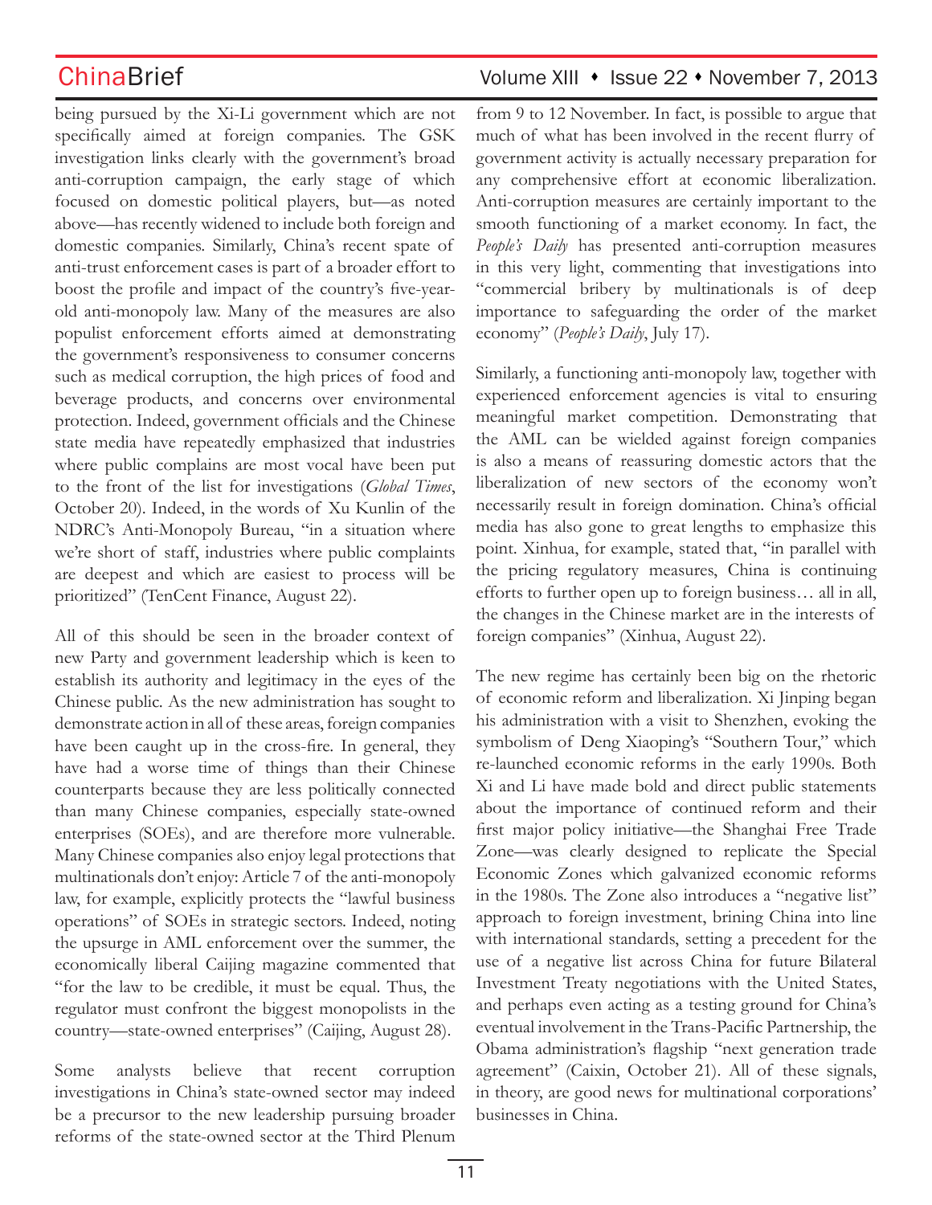being pursued by the Xi-Li government which are not specifically aimed at foreign companies. The GSK investigation links clearly with the government's broad anti-corruption campaign, the early stage of which focused on domestic political players, but—as noted above—has recently widened to include both foreign and domestic companies. Similarly, China's recent spate of anti-trust enforcement cases is part of a broader effort to boost the profile and impact of the country's five-year-old anti-monopoly law. Many of the measures are also populist enforcement efforts aimed at demonstrating the government's responsiveness to consumer concerns such as medical corruption, the high prices of food and beverage products, and concerns over environmental protection. Indeed, government officials and the Chinese state media have repeatedly emphasized that industries where public complains are most vocal have been put to the front of the list for investigations (*Global Times*, October 20). Indeed, in the words of Xu Kunlin of the NDRC's Anti-Monopoly Bureau, "in a situation where we're short of staff, industries where public complaints are deepest and which are easiest to process will be prioritized" (TenCent Finance, August 22).

All of this should be seen in the broader context of new Party and government leadership which is keen to establish its authority and legitimacy in the eyes of the Chinese public. As the new administration has sought to demonstrate action in all of these areas, foreign companies have been caught up in the cross-fire. In general, they have had a worse time of things than their Chinese counterparts because they are less politically connected than many Chinese companies, especially state-owned enterprises (SOEs), and are therefore more vulnerable. Many Chinese companies also enjoy legal protections that multinationals don't enjoy: Article 7 of the anti-monopoly law, for example, explicitly protects the "lawful business operations" of SOEs in strategic sectors. Indeed, noting the upsurge in AML enforcement over the summer, the economically liberal Caijing magazine commented that "for the law to be credible, it must be equal. Thus, the regulator must confront the biggest monopolists in the country—state-owned enterprises" (Caijing, August 28).

Some analysts believe that recent corruption investigations in China's state-owned sector may indeed be a precursor to the new leadership pursuing broader reforms of the state-owned sector at the Third Plenum from 9 to 12 November. In fact, is possible to argue that much of what has been involved in the recent flurry of government activity is actually necessary preparation for any comprehensive effort at economic liberalization. Anti-corruption measures are certainly important to the smooth functioning of a market economy. In fact, the *People's Daily* has presented anti-corruption measures in this very light, commenting that investigations into "commercial bribery by multinationals is of deep importance to safeguarding the order of the market economy" (*People's Daily*, July 17).

Similarly, a functioning anti-monopoly law, together with experienced enforcement agencies is vital to ensuring meaningful market competition. Demonstrating that the AML can be wielded against foreign companies is also a means of reassuring domestic actors that the liberalization of new sectors of the economy won't necessarily result in foreign domination. China's official media has also gone to great lengths to emphasize this point. Xinhua, for example, stated that, "in parallel with the pricing regulatory measures, China is continuing efforts to further open up to foreign business… all in all, the changes in the Chinese market are in the interests of foreign companies" (Xinhua, August 22).

The new regime has certainly been big on the rhetoric of economic reform and liberalization. Xi Jinping began his administration with a visit to Shenzhen, evoking the symbolism of Deng Xiaoping's "Southern Tour," which re-launched economic reforms in the early 1990s. Both Xi and Li have made bold and direct public statements about the importance of continued reform and their first major policy initiative—the Shanghai Free Trade Zone—was clearly designed to replicate the Special Economic Zones which galvanized economic reforms in the 1980s. The Zone also introduces a "negative list" approach to foreign investment, brining China into line with international standards, setting a precedent for the use of a negative list across China for future Bilateral Investment Treaty negotiations with the United States, and perhaps even acting as a testing ground for China's eventual involvement in the Trans-Pacific Partnership, the Obama administration's flagship "next generation trade agreement" (Caixin, October 21). All of these signals, in theory, are good news for multinational corporations' businesses in China.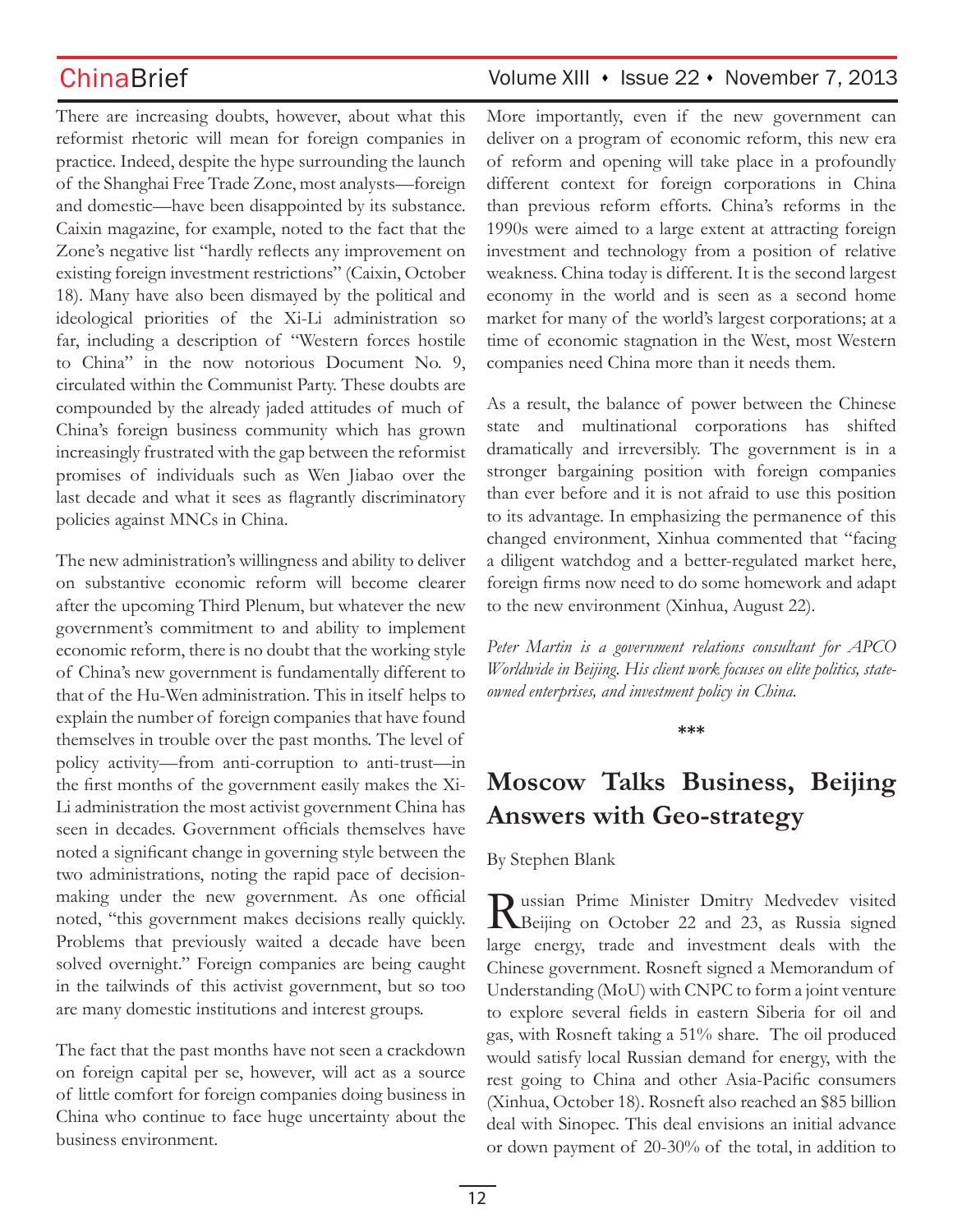There are increasing doubts, however, about what this reformist rhetoric will mean for foreign companies in practice. Indeed, despite the hype surrounding the launch of the Shanghai Free Trade Zone, most analysts—foreign and domestic—have been disappointed by its substance. Caixin magazine, for example, noted to the fact that the Zone's negative list "hardly reflects any improvement on existing foreign investment restrictions" (Caixin, October 18). Many have also been dismayed by the political and ideological priorities of the Xi-Li administration so far, including a description of "Western forces hostile to China" in the now notorious Document No. 9, circulated within the Communist Party. These doubts are compounded by the already jaded attitudes of much of China's foreign business community which has grown increasingly frustrated with the gap between the reformist promises of individuals such as Wen Jiabao over the last decade and what it sees as flagrantly discriminatory policies against MNCs in China.

The new administration's willingness and ability to deliver on substantive economic reform will become clearer after the upcoming Third Plenum, but whatever the new government's commitment to and ability to implement economic reform, there is no doubt that the working style of China's new government is fundamentally different to that of the Hu-Wen administration. This in itself helps to explain the number of foreign companies that have found themselves in trouble over the past months. The level of policy activity—from anti-corruption to anti-trust—in the first months of the government easily makes the Xi-Li administration the most activist government China has seen in decades. Government officials themselves have noted a significant change in governing style between the two administrations, noting the rapid pace of decision-making under the new government. As one official noted, "this government makes decisions really quickly. Problems that previously waited a decade have been solved overnight." Foreign companies are being caught in the tailwinds of this activist government, but so too are many domestic institutions and interest groups.

The fact that the past months have not seen a crackdown on foreign capital per se, however, will act as a source of little comfort for foreign companies doing business in China who continue to face huge uncertainty about the business environment.

More importantly, even if the new government can deliver on a program of economic reform, this new era of reform and opening will take place in a profoundly different context for foreign corporations in China than previous reform efforts. China's reforms in the 1990s were aimed to a large extent at attracting foreign investment and technology from a position of relative weakness. China today is different. It is the second largest economy in the world and is seen as a second home market for many of the world's largest corporations; at a time of economic stagnation in the West, most Western companies need China more than it needs them.

As a result, the balance of power between the Chinese state and multinational corporations has shifted dramatically and irreversibly. The government is in a stronger bargaining position with foreign companies than ever before and it is not afraid to use this position to its advantage. In emphasizing the permanence of this changed environment, Xinhua commented that "facing a diligent watchdog and a better-regulated market here, foreign firms now need to do some homework and adapt to the new environment (Xinhua, August 22).

*Peter Martin is a government relations consultant for APCO Worldwide in Beijing. His client work focuses on elite politics, state-owned enterprises, and investment policy in China.*

***

# Moscow Talks Business, Beijing Answers with Geo-strategy

By Stephen Blank

Russian Prime Minister Dmitry Medvedev visited Beijing on October 22 and 23, as Russia signed large energy, trade and investment deals with the Chinese government. Rosneft signed a Memorandum of Understanding (MoU) with CNPC to form a joint venture to explore several fields in eastern Siberia for oil and gas, with Rosneft taking a 51% share. The oil produced would satisfy local Russian demand for energy, with the rest going to China and other Asia-Pacific consumers (Xinhua, October 18). Rosneft also reached an $85 billion deal with Sinopec. This deal envisions an initial advance or down payment of 20-30% of the total, in addition to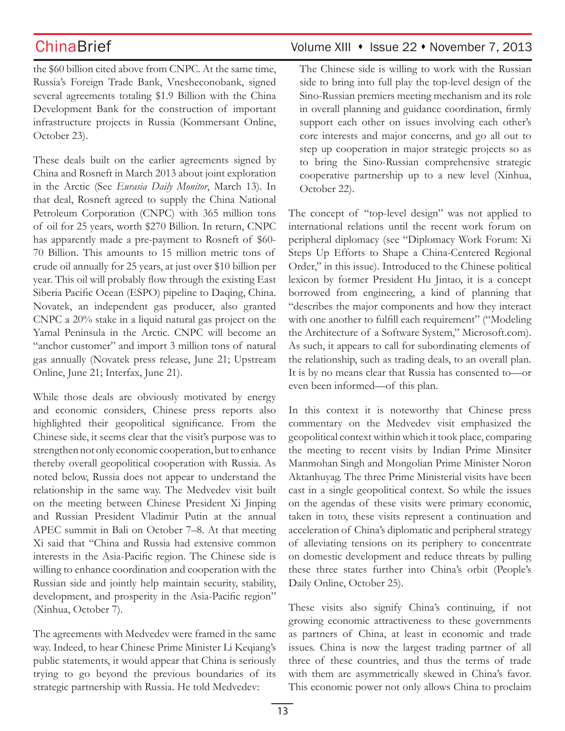the $60 billion cited above from CNPC. At the same time, Russia's Foreign Trade Bank, Vnesheconobank, signed several agreements totaling $1.9 Billion with the China Development Bank for the construction of important infrastructure projects in Russia (Kommersant Online, October 23).

These deals built on the earlier agreements signed by China and Rosneft in March 2013 about joint exploration in the Arctic (See *Eurasia Daily Monitor*, March 13). In that deal, Rosneft agreed to supply the China National Petroleum Corporation (CNPC) with 365 million tons of oil for 25 years, worth $270 Billion. In return, CNPC has apparently made a pre-payment to Rosneft of $60-70 Billion. This amounts to 15 million metric tons of crude oil annually for 25 years, at just over $10 billion per year. This oil will probably flow through the existing East Siberia Pacific Ocean (ESPO) pipeline to Daqing, China. Novatek, an independent gas producer, also granted CNPC a 20% stake in a liquid natural gas project on the Yamal Peninsula in the Arctic. CNPC will become an "anchor customer" and import 3 million tons of natural gas annually (Novatek press release, June 21; Upstream Online, June 21; Interfax, June 21).

While those deals are obviously motivated by energy and economic considers, Chinese press reports also highlighted their geopolitical significance. From the Chinese side, it seems clear that the visit's purpose was to strengthen not only economic cooperation, but to enhance thereby overall geopolitical cooperation with Russia. As noted below, Russia does not appear to understand the relationship in the same way. The Medvedev visit built on the meeting between Chinese President Xi Jinping and Russian President Vladimir Putin at the annual APEC summit in Bali on October 7–8. At that meeting Xi said that "China and Russia had extensive common interests in the Asia-Pacific region. The Chinese side is willing to enhance coordination and cooperation with the Russian side and jointly help maintain security, stability, development, and prosperity in the Asia-Pacific region" (Xinhua, October 7).

The agreements with Medvedev were framed in the same way. Indeed, to hear Chinese Prime Minister Li Keqiang's public statements, it would appear that China is seriously trying to go beyond the previous boundaries of its strategic partnership with Russia. He told Medvedev:

> The Chinese side is willing to work with the Russian side to bring into full play the top-level design of the Sino-Russian premiers meeting mechanism and its role in overall planning and guidance coordination, firmly support each other on issues involving each other's core interests and major concerns, and go all out to step up cooperation in major strategic projects so as to bring the Sino-Russian comprehensive strategic cooperative partnership up to a new level (Xinhua, October 22).

The concept of "top-level design" was not applied to international relations until the recent work forum on peripheral diplomacy (see "Diplomacy Work Forum: Xi Steps Up Efforts to Shape a China-Centered Regional Order," in this issue). Introduced to the Chinese political lexicon by former President Hu Jintao, it is a concept borrowed from engineering, a kind of planning that "describes the major components and how they interact with one another to fulfill each requirement" ("Modeling the Architecture of a Software System," Microsoft.com). As such, it appears to call for subordinating elements of the relationship, such as trading deals, to an overall plan. It is by no means clear that Russia has consented to—or even been informed—of this plan.

In this context it is noteworthy that Chinese press commentary on the Medvedev visit emphasized the geopolitical context within which it took place, comparing the meeting to recent visits by Indian Prime Minsiter Manmohan Singh and Mongolian Prime Minister Noron Aktanhuyag. The three Prime Ministerial visits have been cast in a single geopolitical context. So while the issues on the agendas of these visits were primary economic, taken in toto, these visits represent a continuation and acceleration of China's diplomatic and peripheral strategy of alleviating tensions on its periphery to concentrate on domestic development and reduce threats by pulling these three states further into China's orbit (People's Daily Online, October 25).

These visits also signify China's continuing, if not growing economic attractiveness to these governments as partners of China, at least in economic and trade issues. China is now the largest trading partner of all three of these countries, and thus the terms of trade with them are asymmetrically skewed in China's favor. This economic power not only allows China to proclaim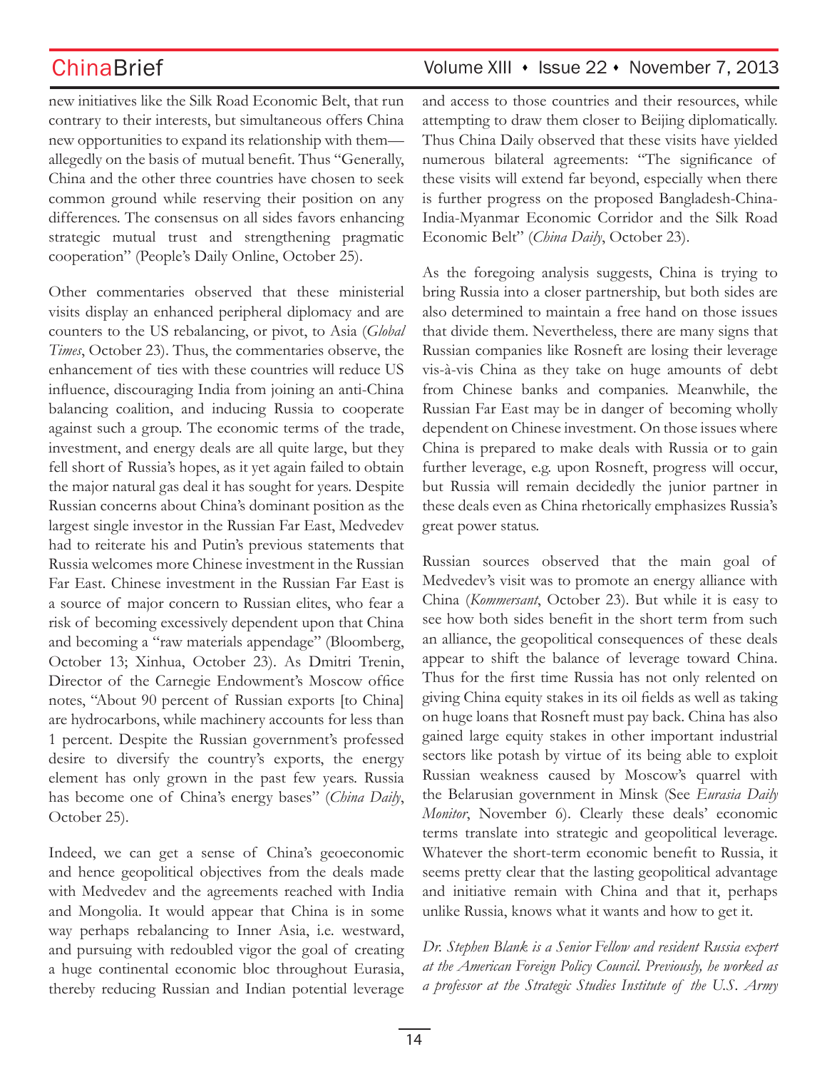new initiatives like the Silk Road Economic Belt, that run contrary to their interests, but simultaneous offers China new opportunities to expand its relationship with them—allegedly on the basis of mutual benefit. Thus "Generally, China and the other three countries have chosen to seek common ground while reserving their position on any differences. The consensus on all sides favors enhancing strategic mutual trust and strengthening pragmatic cooperation" (People's Daily Online, October 25).

Other commentaries observed that these ministerial visits display an enhanced peripheral diplomacy and are counters to the US rebalancing, or pivot, to Asia (*Global Times*, October 23). Thus, the commentaries observe, the enhancement of ties with these countries will reduce US influence, discouraging India from joining an anti-China balancing coalition, and inducing Russia to cooperate against such a group. The economic terms of the trade, investment, and energy deals are all quite large, but they fell short of Russia's hopes, as it yet again failed to obtain the major natural gas deal it has sought for years. Despite Russian concerns about China's dominant position as the largest single investor in the Russian Far East, Medvedev had to reiterate his and Putin's previous statements that Russia welcomes more Chinese investment in the Russian Far East. Chinese investment in the Russian Far East is a source of major concern to Russian elites, who fear a risk of becoming excessively dependent upon that China and becoming a "raw materials appendage" (Bloomberg, October 13; Xinhua, October 23). As Dmitri Trenin, Director of the Carnegie Endowment's Moscow office notes, "About 90 percent of Russian exports [to China] are hydrocarbons, while machinery accounts for less than 1 percent. Despite the Russian government's professed desire to diversify the country's exports, the energy element has only grown in the past few years. Russia has become one of China's energy bases" (*China Daily*, October 25).

Indeed, we can get a sense of China's geoeconomic and hence geopolitical objectives from the deals made with Medvedev and the agreements reached with India and Mongolia. It would appear that China is in some way perhaps rebalancing to Inner Asia, i.e. westward, and pursuing with redoubled vigor the goal of creating a huge continental economic bloc throughout Eurasia, thereby reducing Russian and Indian potential leverage and access to those countries and their resources, while attempting to draw them closer to Beijing diplomatically. Thus China Daily observed that these visits have yielded numerous bilateral agreements: "The significance of these visits will extend far beyond, especially when there is further progress on the proposed Bangladesh-China-India-Myanmar Economic Corridor and the Silk Road Economic Belt" (*China Daily*, October 23).

As the foregoing analysis suggests, China is trying to bring Russia into a closer partnership, but both sides are also determined to maintain a free hand on those issues that divide them. Nevertheless, there are many signs that Russian companies like Rosneft are losing their leverage vis-à-vis China as they take on huge amounts of debt from Chinese banks and companies. Meanwhile, the Russian Far East may be in danger of becoming wholly dependent on Chinese investment. On those issues where China is prepared to make deals with Russia or to gain further leverage, e.g. upon Rosneft, progress will occur, but Russia will remain decidedly the junior partner in these deals even as China rhetorically emphasizes Russia's great power status.

Russian sources observed that the main goal of Medvedev's visit was to promote an energy alliance with China (*Kommersant*, October 23). But while it is easy to see how both sides benefit in the short term from such an alliance, the geopolitical consequences of these deals appear to shift the balance of leverage toward China. Thus for the first time Russia has not only relented on giving China equity stakes in its oil fields as well as taking on huge loans that Rosneft must pay back. China has also gained large equity stakes in other important industrial sectors like potash by virtue of its being able to exploit Russian weakness caused by Moscow's quarrel with the Belarusian government in Minsk (See *Eurasia Daily Monitor*, November 6). Clearly these deals' economic terms translate into strategic and geopolitical leverage. Whatever the short-term economic benefit to Russia, it seems pretty clear that the lasting geopolitical advantage and initiative remain with China and that it, perhaps unlike Russia, knows what it wants and how to get it.

*Dr. Stephen Blank is a Senior Fellow and resident Russia expert at the American Foreign Policy Council. Previously, he worked as a professor at the Strategic Studies Institute of the U.S. Army*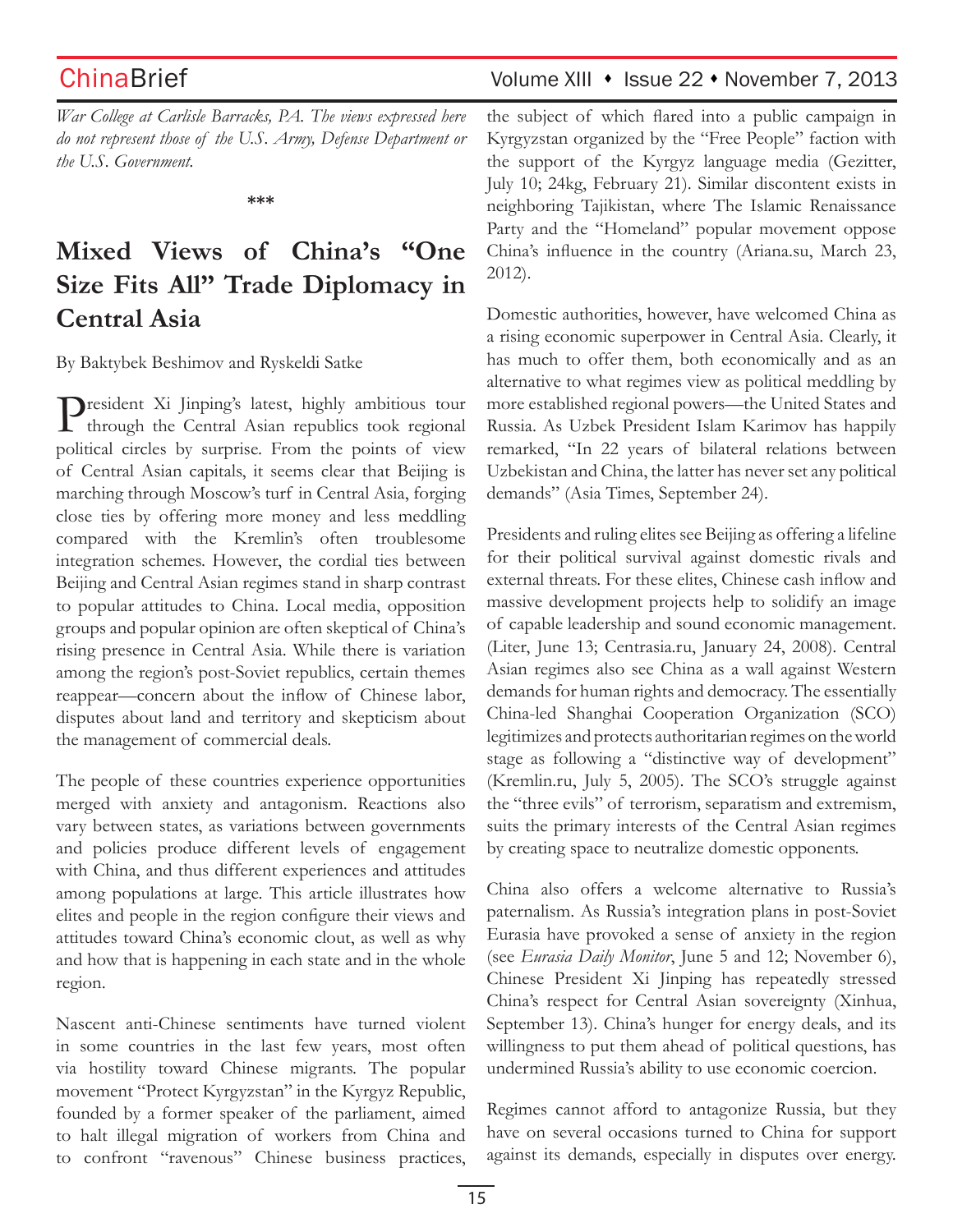*War College at Carlisle Barracks, P.A. The views expressed here do not represent those of the U.S. Army, Defense Department or the U.S. Government.*

\*\*\*

# Mixed Views of China's "One Size Fits All" Trade Diplomacy in Central Asia

By Baktybek Beshimov and Ryskeldi Satke

President Xi Jinping's latest, highly ambitious tour through the Central Asian republics took regional political circles by surprise. From the points of view of Central Asian capitals, it seems clear that Beijing is marching through Moscow's turf in Central Asia, forging close ties by offering more money and less meddling compared with the Kremlin's often troublesome integration schemes. However, the cordial ties between Beijing and Central Asian regimes stand in sharp contrast to popular attitudes to China. Local media, opposition groups and popular opinion are often skeptical of China's rising presence in Central Asia. While there is variation among the region's post-Soviet republics, certain themes reappear—concern about the inflow of Chinese labor, disputes about land and territory and skepticism about the management of commercial deals.

The people of these countries experience opportunities merged with anxiety and antagonism. Reactions also vary between states, as variations between governments and policies produce different levels of engagement with China, and thus different experiences and attitudes among populations at large. This article illustrates how elites and people in the region configure their views and attitudes toward China's economic clout, as well as why and how that is happening in each state and in the whole region.

Nascent anti-Chinese sentiments have turned violent in some countries in the last few years, most often via hostility toward Chinese migrants. The popular movement "Protect Kyrgyzstan" in the Kyrgyz Republic, founded by a former speaker of the parliament, aimed to halt illegal migration of workers from China and to confront "ravenous" Chinese business practices, the subject of which flared into a public campaign in Kyrgyzstan organized by the "Free People" faction with the support of the Kyrgyz language media (Gezitter, July 10; 24kg, February 21). Similar discontent exists in neighboring Tajikistan, where The Islamic Renaissance Party and the "Homeland" popular movement oppose China's influence in the country (Ariana.su, March 23, 2012).

Domestic authorities, however, have welcomed China as a rising economic superpower in Central Asia. Clearly, it has much to offer them, both economically and as an alternative to what regimes view as political meddling by more established regional powers—the United States and Russia. As Uzbek President Islam Karimov has happily remarked, "In 22 years of bilateral relations between Uzbekistan and China, the latter has never set any political demands" (Asia Times, September 24).

Presidents and ruling elites see Beijing as offering a lifeline for their political survival against domestic rivals and external threats. For these elites, Chinese cash inflow and massive development projects help to solidify an image of capable leadership and sound economic management. (Liter, June 13; Centrasia.ru, January 24, 2008). Central Asian regimes also see China as a wall against Western demands for human rights and democracy. The essentially China-led Shanghai Cooperation Organization (SCO) legitimizes and protects authoritarian regimes on the world stage as following a "distinctive way of development" (Kremlin.ru, July 5, 2005). The SCO's struggle against the "three evils" of terrorism, separatism and extremism, suits the primary interests of the Central Asian regimes by creating space to neutralize domestic opponents.

China also offers a welcome alternative to Russia's paternalism. As Russia's integration plans in post-Soviet Eurasia have provoked a sense of anxiety in the region (see *Eurasia Daily Monitor*, June 5 and 12; November 6), Chinese President Xi Jinping has repeatedly stressed China's respect for Central Asian sovereignty (Xinhua, September 13). China's hunger for energy deals, and its willingness to put them ahead of political questions, has undermined Russia's ability to use economic coercion.

Regimes cannot afford to antagonize Russia, but they have on several occasions turned to China for support against its demands, especially in disputes over energy.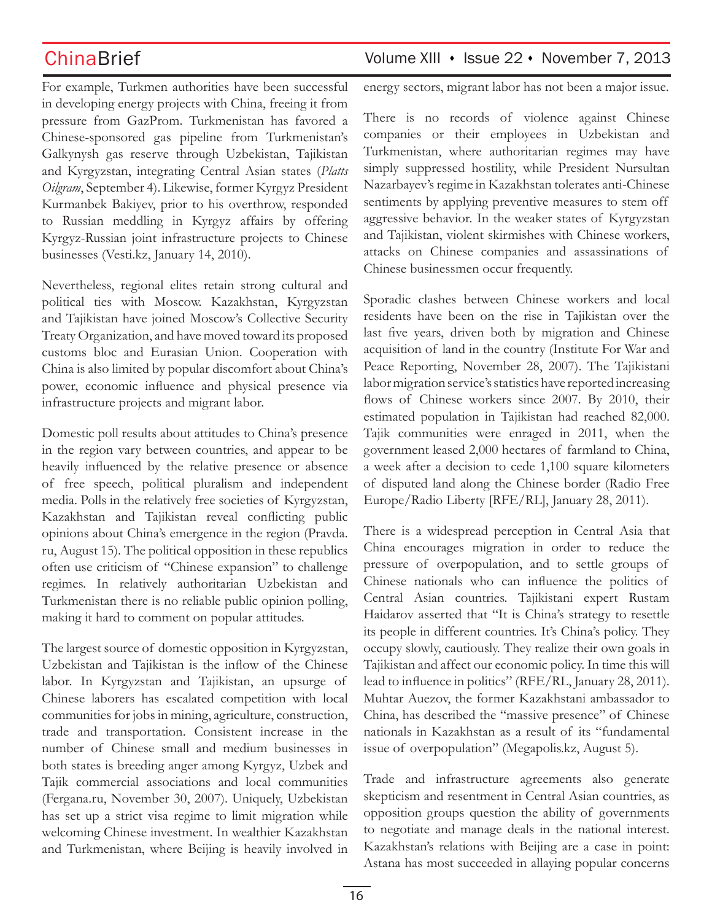For example, Turkmen authorities have been successful in developing energy projects with China, freeing it from pressure from GazProm. Turkmenistan has favored a Chinese-sponsored gas pipeline from Turkmenistan's Galkynysh gas reserve through Uzbekistan, Tajikistan and Kyrgyzstan, integrating Central Asian states (*Platts Oilgram*, September 4). Likewise, former Kyrgyz President Kurmanbek Bakiyev, prior to his overthrow, responded to Russian meddling in Kyrgyz affairs by offering Kyrgyz-Russian joint infrastructure projects to Chinese businesses (Vesti.kz, January 14, 2010).

Nevertheless, regional elites retain strong cultural and political ties with Moscow. Kazakhstan, Kyrgyzstan and Tajikistan have joined Moscow's Collective Security Treaty Organization, and have moved toward its proposed customs bloc and Eurasian Union. Cooperation with China is also limited by popular discomfort about China's power, economic influence and physical presence via infrastructure projects and migrant labor.

Domestic poll results about attitudes to China's presence in the region vary between countries, and appear to be heavily influenced by the relative presence or absence of free speech, political pluralism and independent media. Polls in the relatively free societies of Kyrgyzstan, Kazakhstan and Tajikistan reveal conflicting public opinions about China's emergence in the region (Pravda.ru, August 15). The political opposition in these republics often use criticism of "Chinese expansion" to challenge regimes. In relatively authoritarian Uzbekistan and Turkmenistan there is no reliable public opinion polling, making it hard to comment on popular attitudes.

The largest source of domestic opposition in Kyrgyzstan, Uzbekistan and Tajikistan is the inflow of the Chinese labor. In Kyrgyzstan and Tajikistan, an upsurge of Chinese laborers has escalated competition with local communities for jobs in mining, agriculture, construction, trade and transportation. Consistent increase in the number of Chinese small and medium businesses in both states is breeding anger among Kyrgyz, Uzbek and Tajik commercial associations and local communities (Fergana.ru, November 30, 2007). Uniquely, Uzbekistan has set up a strict visa regime to limit migration while welcoming Chinese investment. In wealthier Kazakhstan and Turkmenistan, where Beijing is heavily involved in energy sectors, migrant labor has not been a major issue.

There is no records of violence against Chinese companies or their employees in Uzbekistan and Turkmenistan, where authoritarian regimes may have simply suppressed hostility, while President Nursultan Nazarbayev's regime in Kazakhstan tolerates anti-Chinese sentiments by applying preventive measures to stem off aggressive behavior. In the weaker states of Kyrgyzstan and Tajikistan, violent skirmishes with Chinese workers, attacks on Chinese companies and assassinations of Chinese businessmen occur frequently.

Sporadic clashes between Chinese workers and local residents have been on the rise in Tajikistan over the last five years, driven both by migration and Chinese acquisition of land in the country (Institute For War and Peace Reporting, November 28, 2007). The Tajikistani labor migration service's statistics have reported increasing flows of Chinese workers since 2007. By 2010, their estimated population in Tajikistan had reached 82,000. Tajik communities were enraged in 2011, when the government leased 2,000 hectares of farmland to China, a week after a decision to cede 1,100 square kilometers of disputed land along the Chinese border (Radio Free Europe/Radio Liberty [RFE/RL], January 28, 2011).

There is a widespread perception in Central Asia that China encourages migration in order to reduce the pressure of overpopulation, and to settle groups of Chinese nationals who can influence the politics of Central Asian countries. Tajikistani expert Rustam Haidarov asserted that "It is China's strategy to resettle its people in different countries. It's China's policy. They occupy slowly, cautiously. They realize their own goals in Tajikistan and affect our economic policy. In time this will lead to influence in politics" (RFE/RL, January 28, 2011). Muhtar Auezov, the former Kazakhstani ambassador to China, has described the "massive presence" of Chinese nationals in Kazakhstan as a result of its "fundamental issue of overpopulation" (Megapolis.kz, August 5).

Trade and infrastructure agreements also generate skepticism and resentment in Central Asian countries, as opposition groups question the ability of governments to negotiate and manage deals in the national interest. Kazakhstan's relations with Beijing are a case in point: Astana has most succeeded in allaying popular concerns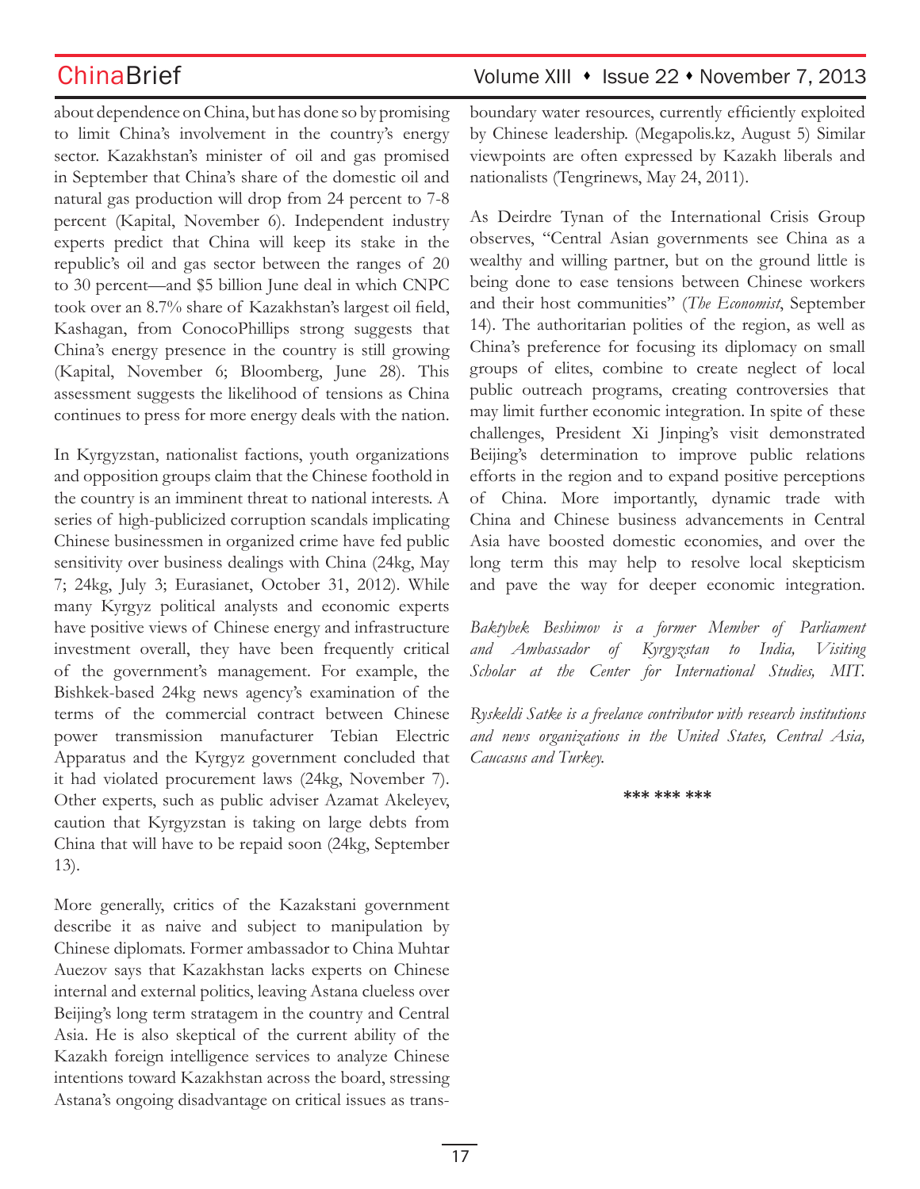about dependence on China, but has done so by promising to limit China's involvement in the country's energy sector. Kazakhstan's minister of oil and gas promised in September that China's share of the domestic oil and natural gas production will drop from 24 percent to 7-8 percent (Kapital, November 6). Independent industry experts predict that China will keep its stake in the republic's oil and gas sector between the ranges of 20 to 30 percent—and $5 billion June deal in which CNPC took over an 8.7% share of Kazakhstan's largest oil field, Kashagan, from ConocoPhillips strong suggests that China's energy presence in the country is still growing (Kapital, November 6; Bloomberg, June 28). This assessment suggests the likelihood of tensions as China continues to press for more energy deals with the nation.

In Kyrgyzstan, nationalist factions, youth organizations and opposition groups claim that the Chinese foothold in the country is an imminent threat to national interests. A series of high-publicized corruption scandals implicating Chinese businessmen in organized crime have fed public sensitivity over business dealings with China (24kg, May 7; 24kg, July 3; Eurasianet, October 31, 2012). While many Kyrgyz political analysts and economic experts have positive views of Chinese energy and infrastructure investment overall, they have been frequently critical of the government's management. For example, the Bishkek-based 24kg news agency's examination of the terms of the commercial contract between Chinese power transmission manufacturer Tebian Electric Apparatus and the Kyrgyz government concluded that it had violated procurement laws (24kg, November 7). Other experts, such as public adviser Azamat Akeleyev, caution that Kyrgyzstan is taking on large debts from China that will have to be repaid soon (24kg, September 13).

More generally, critics of the Kazakstani government describe it as naive and subject to manipulation by Chinese diplomats. Former ambassador to China Muhtar Auezov says that Kazakhstan lacks experts on Chinese internal and external politics, leaving Astana clueless over Beijing's long term stratagem in the country and Central Asia. He is also skeptical of the current ability of the Kazakh foreign intelligence services to analyze Chinese intentions toward Kazakhstan across the board, stressing Astana's ongoing disadvantage on critical issues as trans-boundary water resources, currently efficiently exploited by Chinese leadership. (Megapolis.kz, August 5) Similar viewpoints are often expressed by Kazakh liberals and nationalists (Tengrinews, May 24, 2011).

As Deirdre Tynan of the International Crisis Group observes, "Central Asian governments see China as a wealthy and willing partner, but on the ground little is being done to ease tensions between Chinese workers and their host communities" (*The Economist*, September 14). The authoritarian polities of the region, as well as China's preference for focusing its diplomacy on small groups of elites, combine to create neglect of local public outreach programs, creating controversies that may limit further economic integration. In spite of these challenges, President Xi Jinping's visit demonstrated Beijing's determination to improve public relations efforts in the region and to expand positive perceptions of China. More importantly, dynamic trade with China and Chinese business advancements in Central Asia have boosted domestic economies, and over the long term this may help to resolve local skepticism and pave the way for deeper economic integration.

*Baktybek Beshimov is a former Member of Parliament and Ambassador of Kyrgyzstan to India, Visiting Scholar at the Center for International Studies, MIT.*

*Ryskeldi Satke is a freelance contributor with research institutions and news organizations in the United States, Central Asia, Caucasus and Turkey.*

*** *** ***